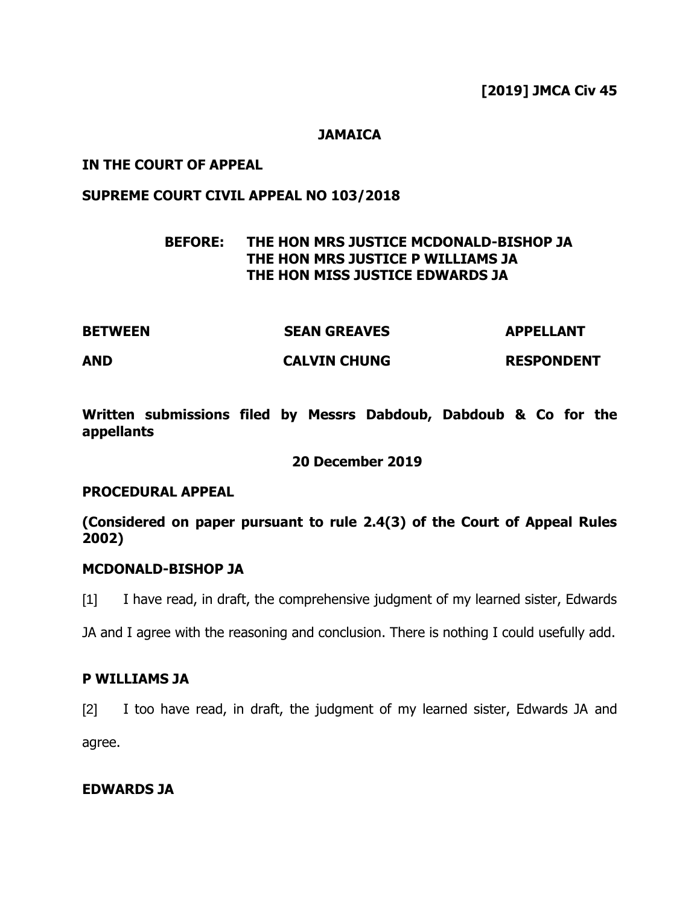**[2019] JMCA Civ 45**

**JAMAICA**

**IN THE COURT OF APPEAL**

**SUPREME COURT CIVIL APPEAL NO 103/2018**

**BEFORE: THE HON MRS JUSTICE MCDONALD-BISHOP JA**
**THE HON MRS JUSTICE P WILLIAMS JA**
**THE HON MISS JUSTICE EDWARDS JA**

| | | |
|---|---|---|
| **BETWEEN** | **SEAN GREAVES** | **APPELLANT** |
| **AND** | **CALVIN CHUNG** | **RESPONDENT** |

**Written submissions filed by Messrs Dabdoub, Dabdoub & Co for the appellants**

**20 December 2019**

**PROCEDURAL APPEAL**

**(Considered on paper pursuant to rule 2.4(3) of the Court of Appeal Rules 2002)**

**MCDONALD-BISHOP JA**

[1] I have read, in draft, the comprehensive judgment of my learned sister, Edwards JA and I agree with the reasoning and conclusion. There is nothing I could usefully add.

**P WILLIAMS JA**

[2] I too have read, in draft, the judgment of my learned sister, Edwards JA and agree.

**EDWARDS JA**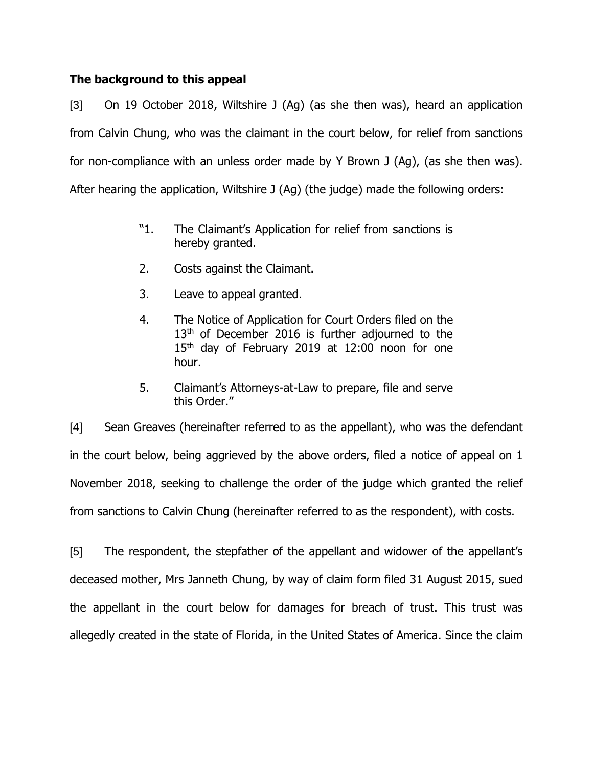**The background to this appeal**

[3] On 19 October 2018, Wiltshire J (Ag) (as she then was), heard an application from Calvin Chung, who was the claimant in the court below, for relief from sanctions for non-compliance with an unless order made by Y Brown J (Ag), (as she then was). After hearing the application, Wiltshire J (Ag) (the judge) made the following orders:

> "1. The Claimant's Application for relief from sanctions is hereby granted.
>
> 2. Costs against the Claimant.
>
> 3. Leave to appeal granted.
>
> 4. The Notice of Application for Court Orders filed on the 13th of December 2016 is further adjourned to the 15th day of February 2019 at 12:00 noon for one hour.
>
> 5. Claimant's Attorneys-at-Law to prepare, file and serve this Order."

[4] Sean Greaves (hereinafter referred to as the appellant), who was the defendant in the court below, being aggrieved by the above orders, filed a notice of appeal on 1 November 2018, seeking to challenge the order of the judge which granted the relief from sanctions to Calvin Chung (hereinafter referred to as the respondent), with costs.

[5] The respondent, the stepfather of the appellant and widower of the appellant's deceased mother, Mrs Janneth Chung, by way of claim form filed 31 August 2015, sued the appellant in the court below for damages for breach of trust. This trust was allegedly created in the state of Florida, in the United States of America. Since the claim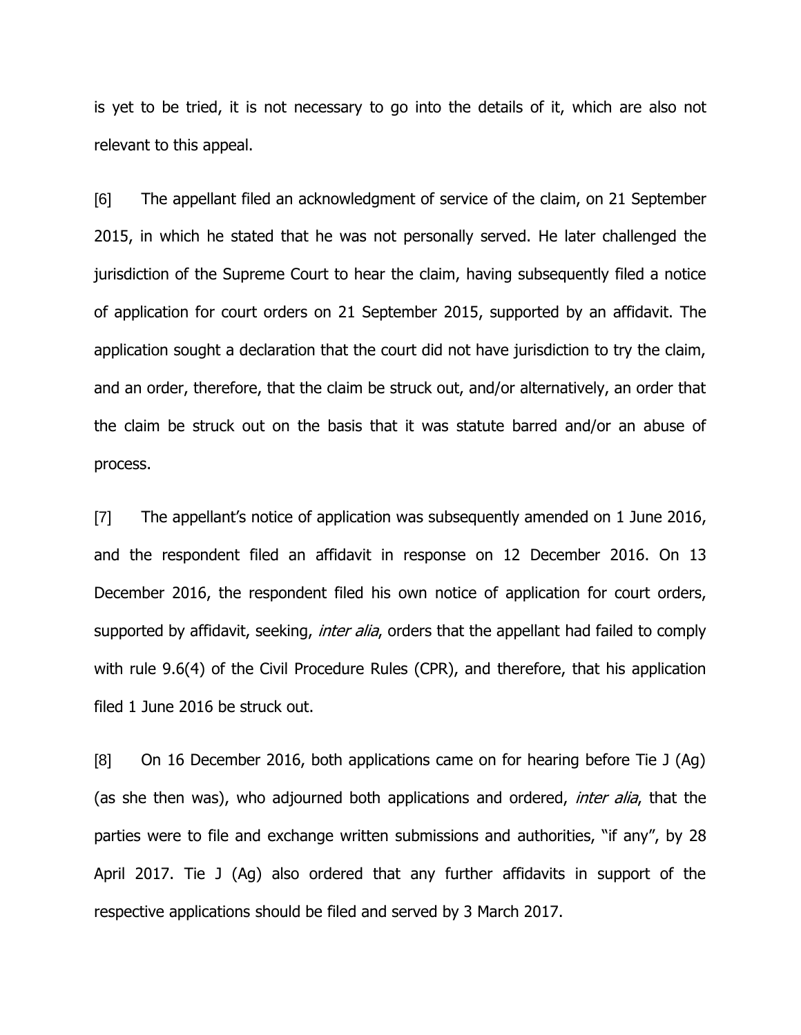is yet to be tried, it is not necessary to go into the details of it, which are also not relevant to this appeal.

[6] The appellant filed an acknowledgment of service of the claim, on 21 September 2015, in which he stated that he was not personally served. He later challenged the jurisdiction of the Supreme Court to hear the claim, having subsequently filed a notice of application for court orders on 21 September 2015, supported by an affidavit. The application sought a declaration that the court did not have jurisdiction to try the claim, and an order, therefore, that the claim be struck out, and/or alternatively, an order that the claim be struck out on the basis that it was statute barred and/or an abuse of process.

[7] The appellant's notice of application was subsequently amended on 1 June 2016, and the respondent filed an affidavit in response on 12 December 2016. On 13 December 2016, the respondent filed his own notice of application for court orders, supported by affidavit, seeking, *inter alia*, orders that the appellant had failed to comply with rule 9.6(4) of the Civil Procedure Rules (CPR), and therefore, that his application filed 1 June 2016 be struck out.

[8] On 16 December 2016, both applications came on for hearing before Tie J (Ag) (as she then was), who adjourned both applications and ordered, *inter alia*, that the parties were to file and exchange written submissions and authorities, "if any", by 28 April 2017. Tie J (Ag) also ordered that any further affidavits in support of the respective applications should be filed and served by 3 March 2017.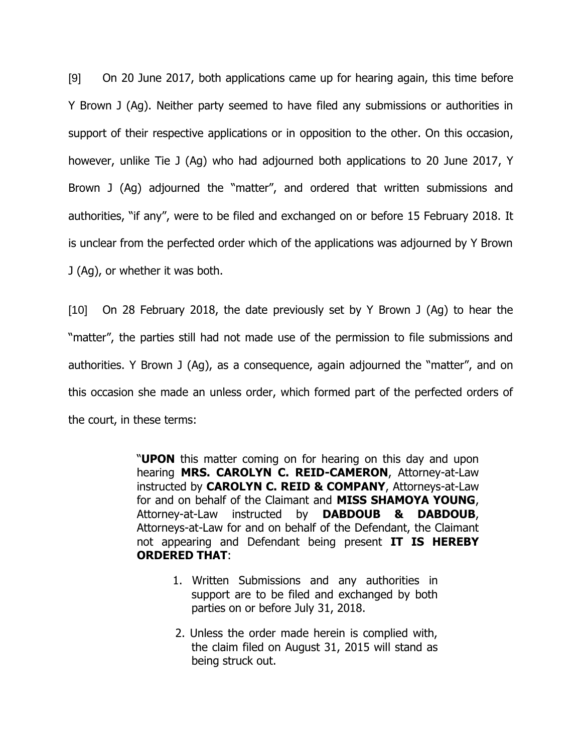[9] On 20 June 2017, both applications came up for hearing again, this time before Y Brown J (Ag). Neither party seemed to have filed any submissions or authorities in support of their respective applications or in opposition to the other. On this occasion, however, unlike Tie J (Ag) who had adjourned both applications to 20 June 2017, Y Brown J (Ag) adjourned the "matter", and ordered that written submissions and authorities, "if any", were to be filed and exchanged on or before 15 February 2018. It is unclear from the perfected order which of the applications was adjourned by Y Brown J (Ag), or whether it was both.

[10] On 28 February 2018, the date previously set by Y Brown J (Ag) to hear the "matter", the parties still had not made use of the permission to file submissions and authorities. Y Brown J (Ag), as a consequence, again adjourned the "matter", and on this occasion she made an unless order, which formed part of the perfected orders of the court, in these terms:

> "**UPON** this matter coming on for hearing on this day and upon hearing **MRS. CAROLYN C. REID-CAMERON**, Attorney-at-Law instructed by **CAROLYN C. REID & COMPANY**, Attorneys-at-Law for and on behalf of the Claimant and **MISS SHAMOYA YOUNG**, Attorney-at-Law instructed by **DABDOUB & DABDOUB**, Attorneys-at-Law for and on behalf of the Defendant, the Claimant not appearing and Defendant being present **IT IS HEREBY ORDERED THAT**:
>
> 1. Written Submissions and any authorities in support are to be filed and exchanged by both parties on or before July 31, 2018.
>
> 2. Unless the order made herein is complied with, the claim filed on August 31, 2015 will stand as being struck out.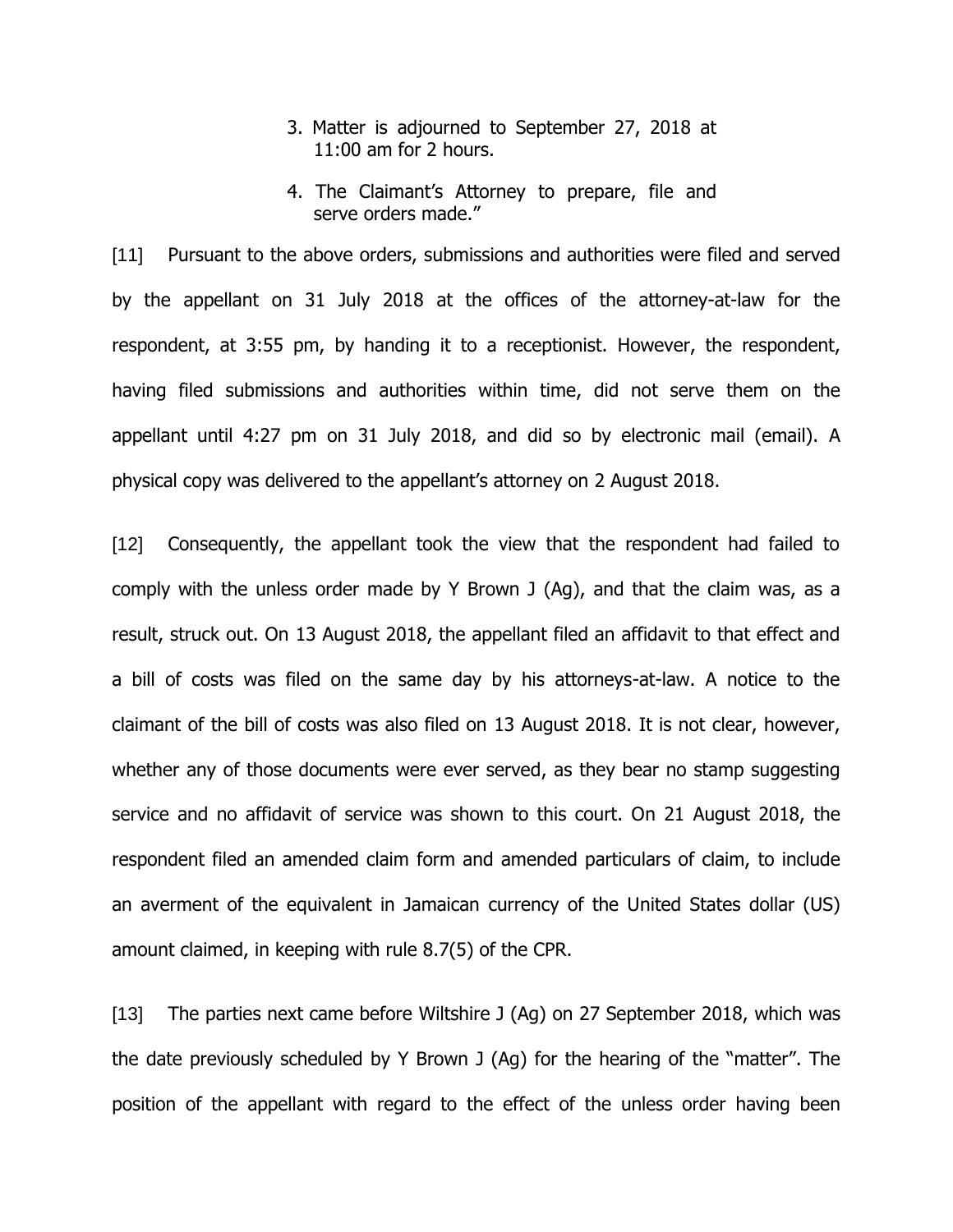3. Matter is adjourned to September 27, 2018 at 11:00 am for 2 hours.

4. The Claimant's Attorney to prepare, file and serve orders made."

[11] Pursuant to the above orders, submissions and authorities were filed and served by the appellant on 31 July 2018 at the offices of the attorney-at-law for the respondent, at 3:55 pm, by handing it to a receptionist. However, the respondent, having filed submissions and authorities within time, did not serve them on the appellant until 4:27 pm on 31 July 2018, and did so by electronic mail (email). A physical copy was delivered to the appellant's attorney on 2 August 2018.

[12] Consequently, the appellant took the view that the respondent had failed to comply with the unless order made by Y Brown J (Ag), and that the claim was, as a result, struck out. On 13 August 2018, the appellant filed an affidavit to that effect and a bill of costs was filed on the same day by his attorneys-at-law. A notice to the claimant of the bill of costs was also filed on 13 August 2018. It is not clear, however, whether any of those documents were ever served, as they bear no stamp suggesting service and no affidavit of service was shown to this court. On 21 August 2018, the respondent filed an amended claim form and amended particulars of claim, to include an averment of the equivalent in Jamaican currency of the United States dollar (US) amount claimed, in keeping with rule 8.7(5) of the CPR.

[13] The parties next came before Wiltshire J (Ag) on 27 September 2018, which was the date previously scheduled by Y Brown J (Ag) for the hearing of the "matter". The position of the appellant with regard to the effect of the unless order having been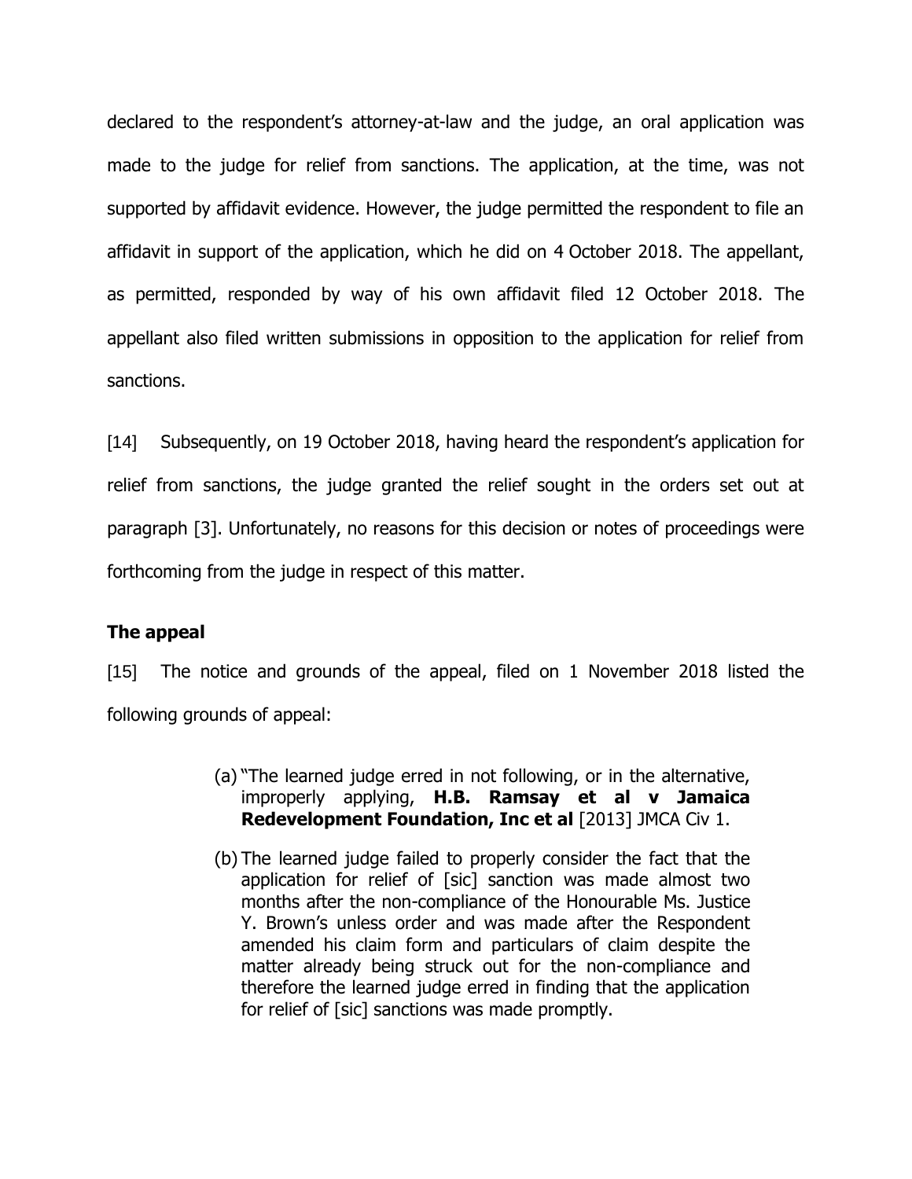declared to the respondent's attorney-at-law and the judge, an oral application was made to the judge for relief from sanctions. The application, at the time, was not supported by affidavit evidence. However, the judge permitted the respondent to file an affidavit in support of the application, which he did on 4 October 2018. The appellant, as permitted, responded by way of his own affidavit filed 12 October 2018. The appellant also filed written submissions in opposition to the application for relief from sanctions.

[14] Subsequently, on 19 October 2018, having heard the respondent's application for relief from sanctions, the judge granted the relief sought in the orders set out at paragraph [3]. Unfortunately, no reasons for this decision or notes of proceedings were forthcoming from the judge in respect of this matter.

## The appeal

[15] The notice and grounds of the appeal, filed on 1 November 2018 listed the following grounds of appeal:

> (a) "The learned judge erred in not following, or in the alternative, improperly applying, **H.B. Ramsay et al v Jamaica Redevelopment Foundation, Inc et al** [2013] JMCA Civ 1.
>
> (b) The learned judge failed to properly consider the fact that the application for relief of [sic] sanction was made almost two months after the non-compliance of the Honourable Ms. Justice Y. Brown's unless order and was made after the Respondent amended his claim form and particulars of claim despite the matter already being struck out for the non-compliance and therefore the learned judge erred in finding that the application for relief of [sic] sanctions was made promptly.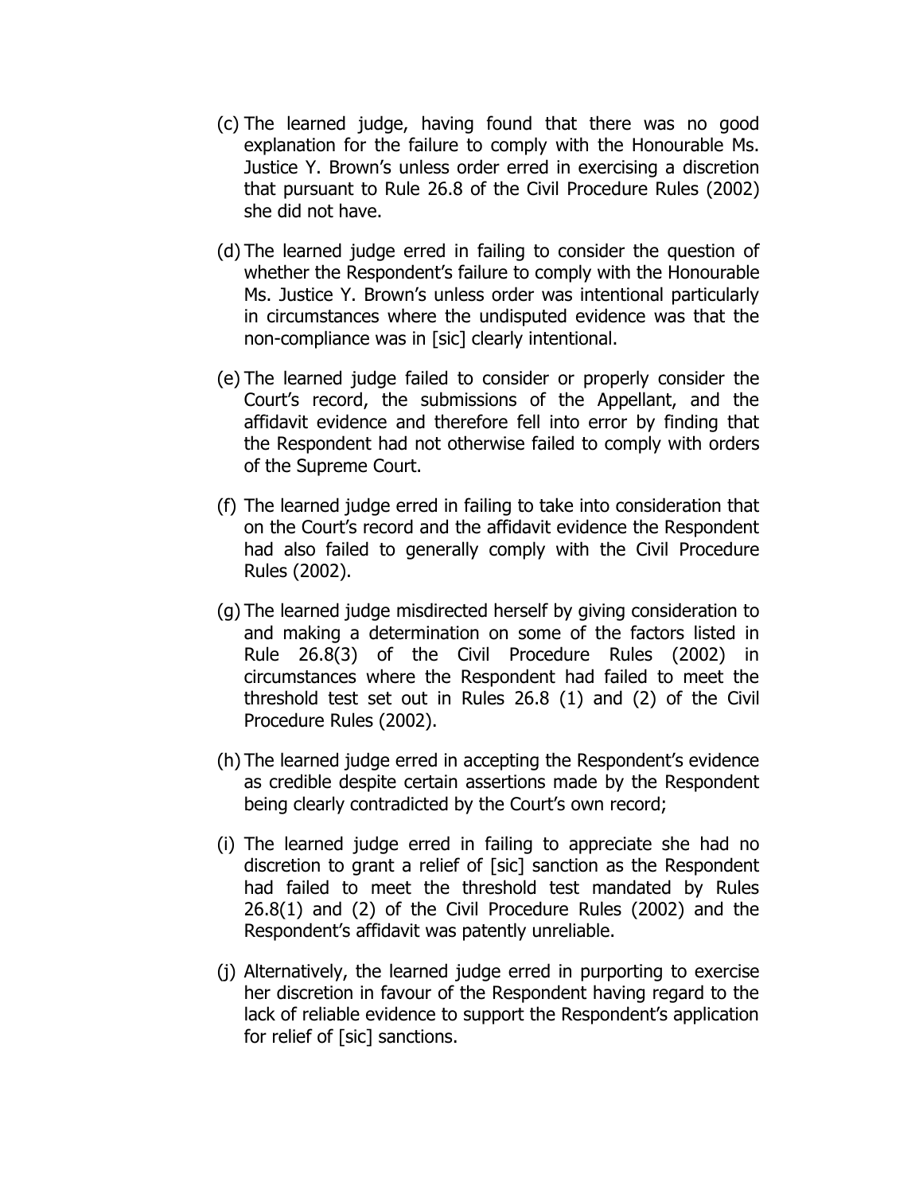(c) The learned judge, having found that there was no good explanation for the failure to comply with the Honourable Ms. Justice Y. Brown's unless order erred in exercising a discretion that pursuant to Rule 26.8 of the Civil Procedure Rules (2002) she did not have.

(d) The learned judge erred in failing to consider the question of whether the Respondent's failure to comply with the Honourable Ms. Justice Y. Brown's unless order was intentional particularly in circumstances where the undisputed evidence was that the non-compliance was in [sic] clearly intentional.

(e) The learned judge failed to consider or properly consider the Court's record, the submissions of the Appellant, and the affidavit evidence and therefore fell into error by finding that the Respondent had not otherwise failed to comply with orders of the Supreme Court.

(f) The learned judge erred in failing to take into consideration that on the Court's record and the affidavit evidence the Respondent had also failed to generally comply with the Civil Procedure Rules (2002).

(g) The learned judge misdirected herself by giving consideration to and making a determination on some of the factors listed in Rule 26.8(3) of the Civil Procedure Rules (2002) in circumstances where the Respondent had failed to meet the threshold test set out in Rules 26.8 (1) and (2) of the Civil Procedure Rules (2002).

(h) The learned judge erred in accepting the Respondent's evidence as credible despite certain assertions made by the Respondent being clearly contradicted by the Court's own record;

(i) The learned judge erred in failing to appreciate she had no discretion to grant a relief of [sic] sanction as the Respondent had failed to meet the threshold test mandated by Rules 26.8(1) and (2) of the Civil Procedure Rules (2002) and the Respondent's affidavit was patently unreliable.

(j) Alternatively, the learned judge erred in purporting to exercise her discretion in favour of the Respondent having regard to the lack of reliable evidence to support the Respondent's application for relief of [sic] sanctions.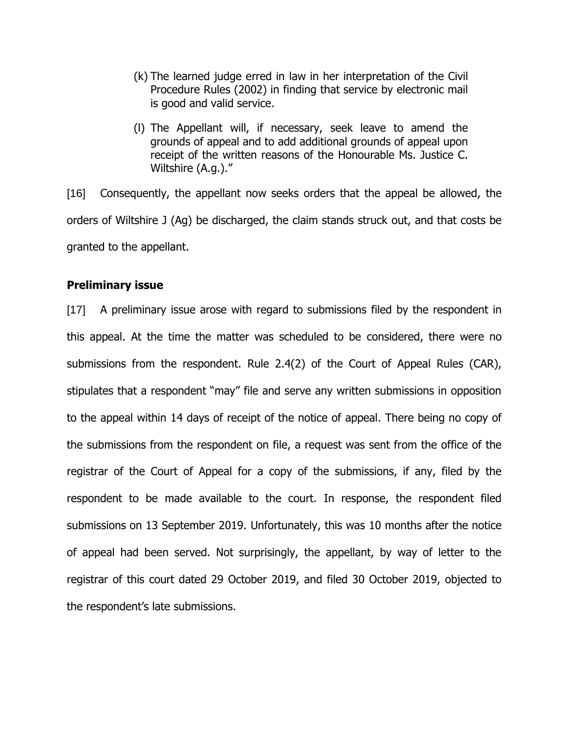(k) The learned judge erred in law in her interpretation of the Civil Procedure Rules (2002) in finding that service by electronic mail is good and valid service.

(l) The Appellant will, if necessary, seek leave to amend the grounds of appeal and to add additional grounds of appeal upon receipt of the written reasons of the Honourable Ms. Justice C. Wiltshire (A.g.)."

[16] Consequently, the appellant now seeks orders that the appeal be allowed, the orders of Wiltshire J (Ag) be discharged, the claim stands struck out, and that costs be granted to the appellant.

**Preliminary issue**

[17] A preliminary issue arose with regard to submissions filed by the respondent in this appeal. At the time the matter was scheduled to be considered, there were no submissions from the respondent. Rule 2.4(2) of the Court of Appeal Rules (CAR), stipulates that a respondent "may" file and serve any written submissions in opposition to the appeal within 14 days of receipt of the notice of appeal. There being no copy of the submissions from the respondent on file, a request was sent from the office of the registrar of the Court of Appeal for a copy of the submissions, if any, filed by the respondent to be made available to the court. In response, the respondent filed submissions on 13 September 2019. Unfortunately, this was 10 months after the notice of appeal had been served. Not surprisingly, the appellant, by way of letter to the registrar of this court dated 29 October 2019, and filed 30 October 2019, objected to the respondent's late submissions.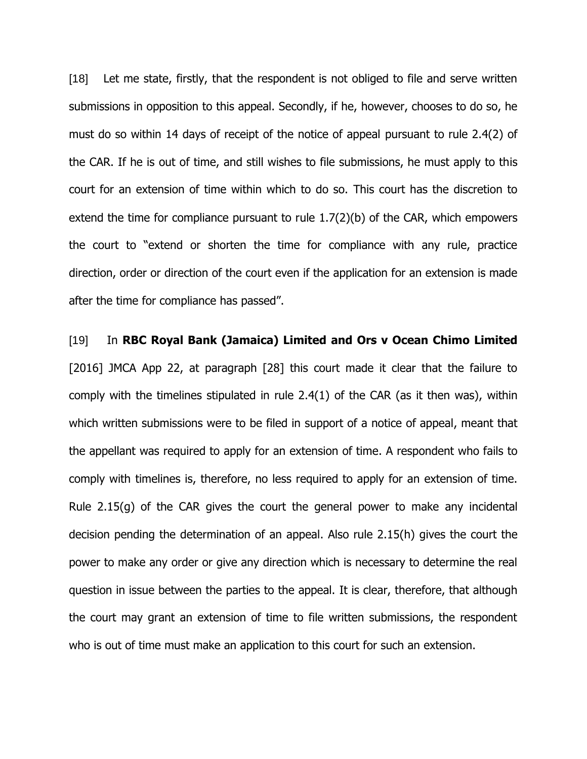[18] Let me state, firstly, that the respondent is not obliged to file and serve written submissions in opposition to this appeal. Secondly, if he, however, chooses to do so, he must do so within 14 days of receipt of the notice of appeal pursuant to rule 2.4(2) of the CAR. If he is out of time, and still wishes to file submissions, he must apply to this court for an extension of time within which to do so. This court has the discretion to extend the time for compliance pursuant to rule 1.7(2)(b) of the CAR, which empowers the court to "extend or shorten the time for compliance with any rule, practice direction, order or direction of the court even if the application for an extension is made after the time for compliance has passed".

[19] In **RBC Royal Bank (Jamaica) Limited and Ors v Ocean Chimo Limited** [2016] JMCA App 22, at paragraph [28] this court made it clear that the failure to comply with the timelines stipulated in rule 2.4(1) of the CAR (as it then was), within which written submissions were to be filed in support of a notice of appeal, meant that the appellant was required to apply for an extension of time. A respondent who fails to comply with timelines is, therefore, no less required to apply for an extension of time. Rule 2.15(g) of the CAR gives the court the general power to make any incidental decision pending the determination of an appeal. Also rule 2.15(h) gives the court the power to make any order or give any direction which is necessary to determine the real question in issue between the parties to the appeal. It is clear, therefore, that although the court may grant an extension of time to file written submissions, the respondent who is out of time must make an application to this court for such an extension.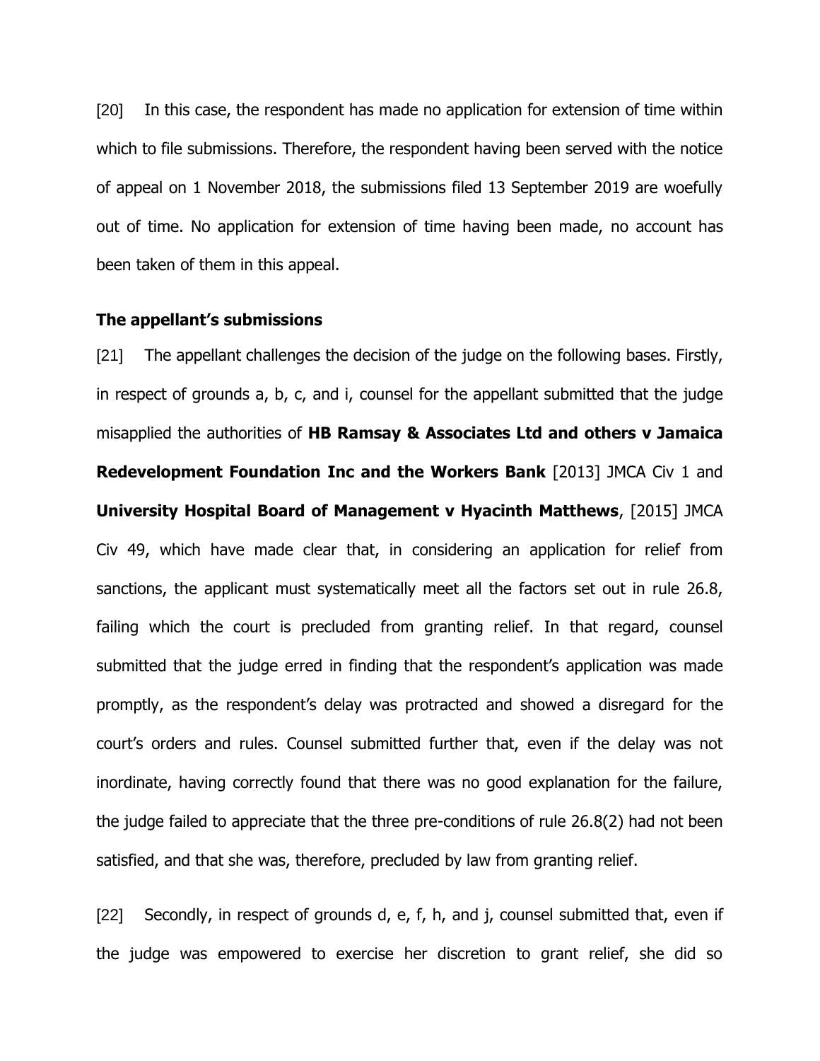[20] In this case, the respondent has made no application for extension of time within which to file submissions. Therefore, the respondent having been served with the notice of appeal on 1 November 2018, the submissions filed 13 September 2019 are woefully out of time. No application for extension of time having been made, no account has been taken of them in this appeal.

**The appellant's submissions**

[21] The appellant challenges the decision of the judge on the following bases. Firstly, in respect of grounds a, b, c, and i, counsel for the appellant submitted that the judge misapplied the authorities of **HB Ramsay & Associates Ltd and others v Jamaica Redevelopment Foundation Inc and the Workers Bank** [2013] JMCA Civ 1 and **University Hospital Board of Management v Hyacinth Matthews**, [2015] JMCA Civ 49, which have made clear that, in considering an application for relief from sanctions, the applicant must systematically meet all the factors set out in rule 26.8, failing which the court is precluded from granting relief. In that regard, counsel submitted that the judge erred in finding that the respondent's application was made promptly, as the respondent's delay was protracted and showed a disregard for the court's orders and rules. Counsel submitted further that, even if the delay was not inordinate, having correctly found that there was no good explanation for the failure, the judge failed to appreciate that the three pre-conditions of rule 26.8(2) had not been satisfied, and that she was, therefore, precluded by law from granting relief.

[22] Secondly, in respect of grounds d, e, f, h, and j, counsel submitted that, even if the judge was empowered to exercise her discretion to grant relief, she did so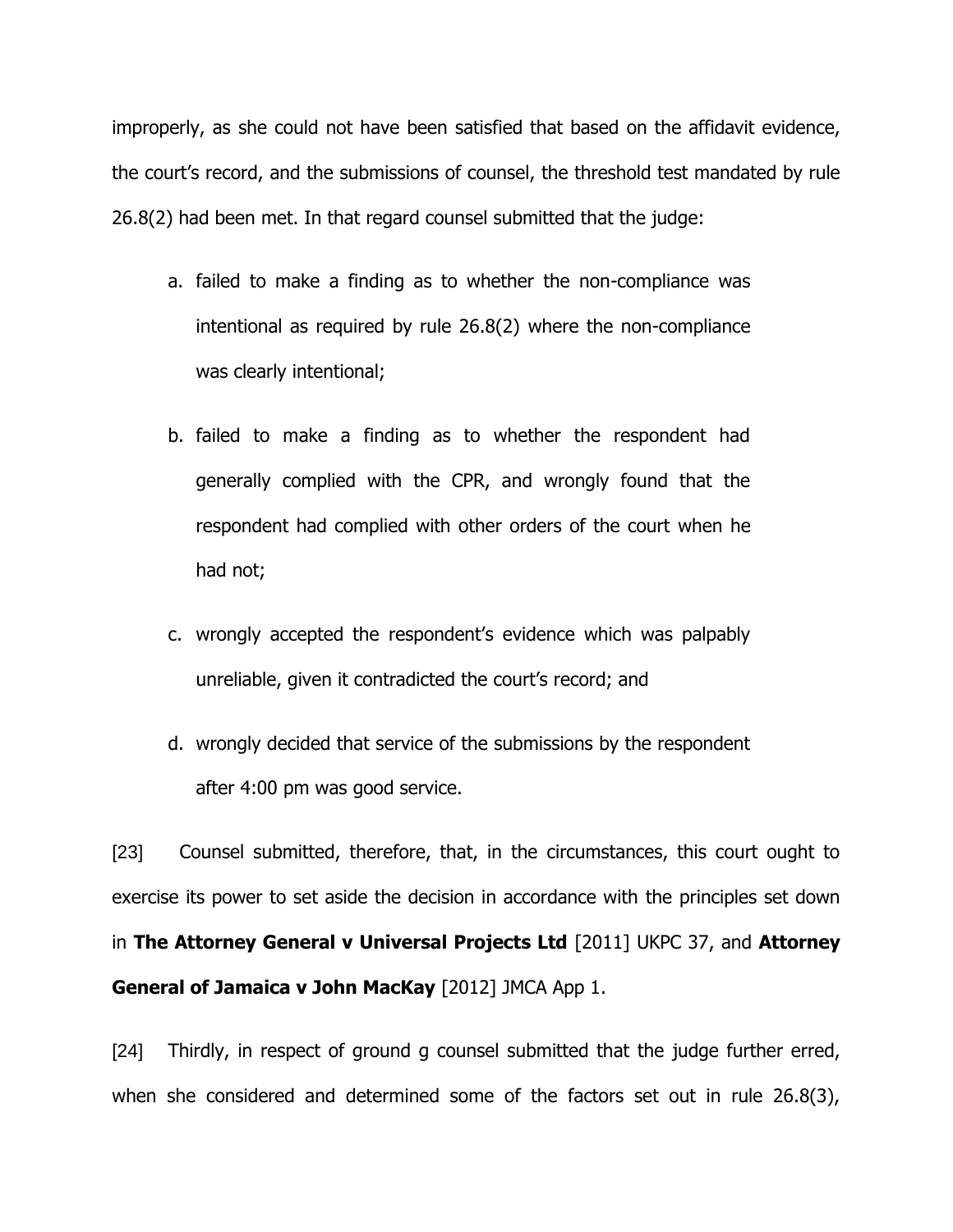improperly, as she could not have been satisfied that based on the affidavit evidence, the court's record, and the submissions of counsel, the threshold test mandated by rule 26.8(2) had been met. In that regard counsel submitted that the judge:

a. failed to make a finding as to whether the non-compliance was intentional as required by rule 26.8(2) where the non-compliance was clearly intentional;

b. failed to make a finding as to whether the respondent had generally complied with the CPR, and wrongly found that the respondent had complied with other orders of the court when he had not;

c. wrongly accepted the respondent's evidence which was palpably unreliable, given it contradicted the court's record; and

d. wrongly decided that service of the submissions by the respondent after 4:00 pm was good service.

[23] Counsel submitted, therefore, that, in the circumstances, this court ought to exercise its power to set aside the decision in accordance with the principles set down in **The Attorney General v Universal Projects Ltd** [2011] UKPC 37, and **Attorney General of Jamaica v John MacKay** [2012] JMCA App 1.

[24] Thirdly, in respect of ground g counsel submitted that the judge further erred, when she considered and determined some of the factors set out in rule 26.8(3),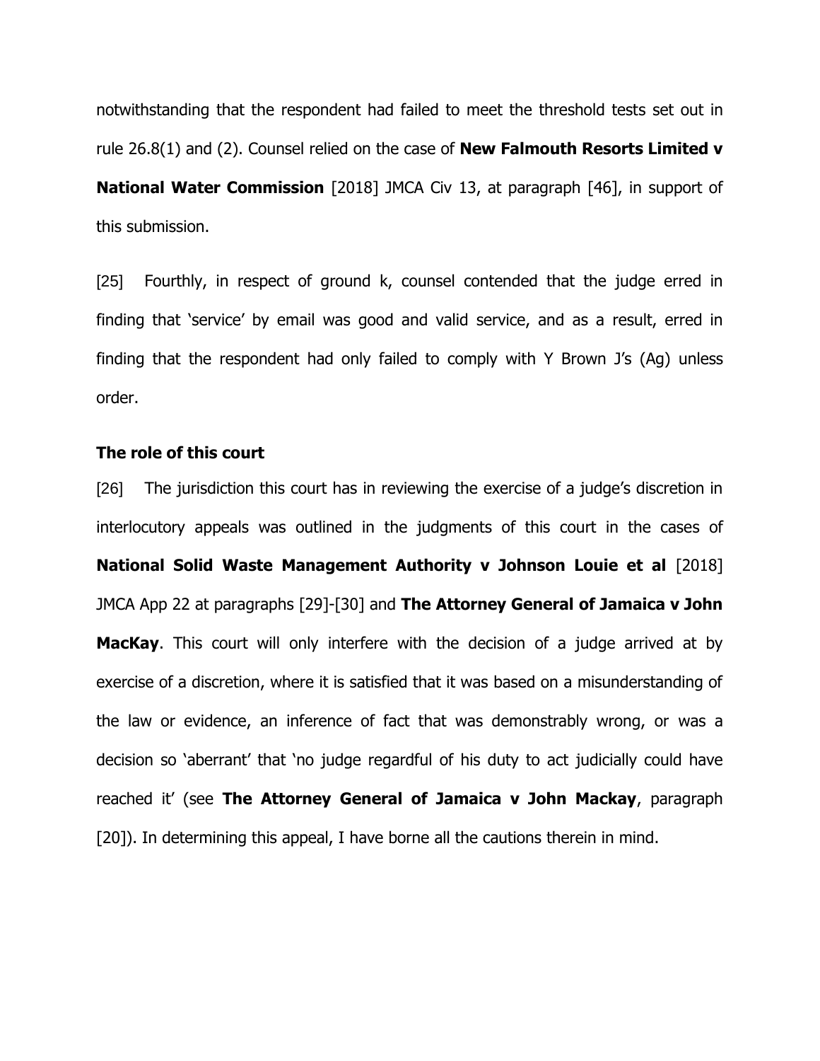notwithstanding that the respondent had failed to meet the threshold tests set out in rule 26.8(1) and (2). Counsel relied on the case of **New Falmouth Resorts Limited v National Water Commission** [2018] JMCA Civ 13, at paragraph [46], in support of this submission.

[25] Fourthly, in respect of ground k, counsel contended that the judge erred in finding that 'service' by email was good and valid service, and as a result, erred in finding that the respondent had only failed to comply with Y Brown J's (Ag) unless order.

**The role of this court**

[26] The jurisdiction this court has in reviewing the exercise of a judge's discretion in interlocutory appeals was outlined in the judgments of this court in the cases of **National Solid Waste Management Authority v Johnson Louie et al** [2018] JMCA App 22 at paragraphs [29]-[30] and **The Attorney General of Jamaica v John MacKay**. This court will only interfere with the decision of a judge arrived at by exercise of a discretion, where it is satisfied that it was based on a misunderstanding of the law or evidence, an inference of fact that was demonstrably wrong, or was a decision so 'aberrant' that 'no judge regardful of his duty to act judicially could have reached it' (see **The Attorney General of Jamaica v John Mackay**, paragraph [20]). In determining this appeal, I have borne all the cautions therein in mind.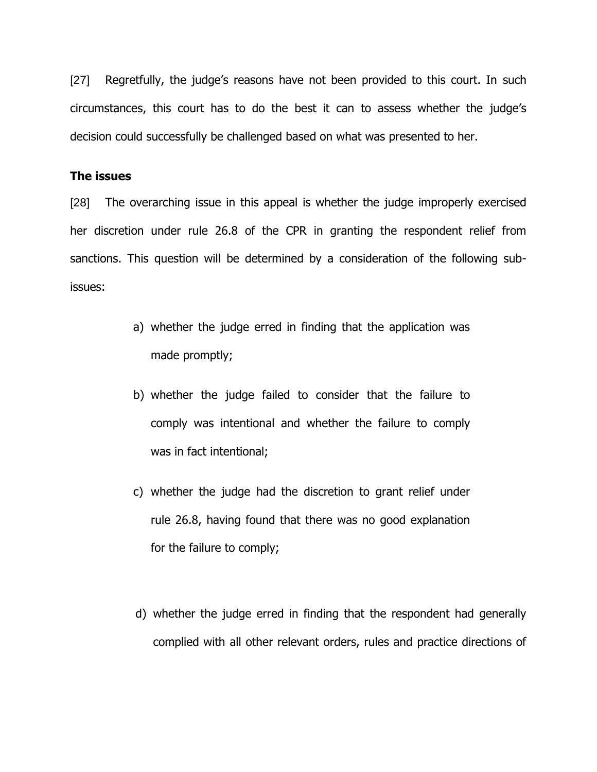[27] Regretfully, the judge's reasons have not been provided to this court. In such circumstances, this court has to do the best it can to assess whether the judge's decision could successfully be challenged based on what was presented to her.

**The issues**

[28] The overarching issue in this appeal is whether the judge improperly exercised her discretion under rule 26.8 of the CPR in granting the respondent relief from sanctions. This question will be determined by a consideration of the following sub-issues:

a) whether the judge erred in finding that the application was made promptly;

b) whether the judge failed to consider that the failure to comply was intentional and whether the failure to comply was in fact intentional;

c) whether the judge had the discretion to grant relief under rule 26.8, having found that there was no good explanation for the failure to comply;

d) whether the judge erred in finding that the respondent had generally complied with all other relevant orders, rules and practice directions of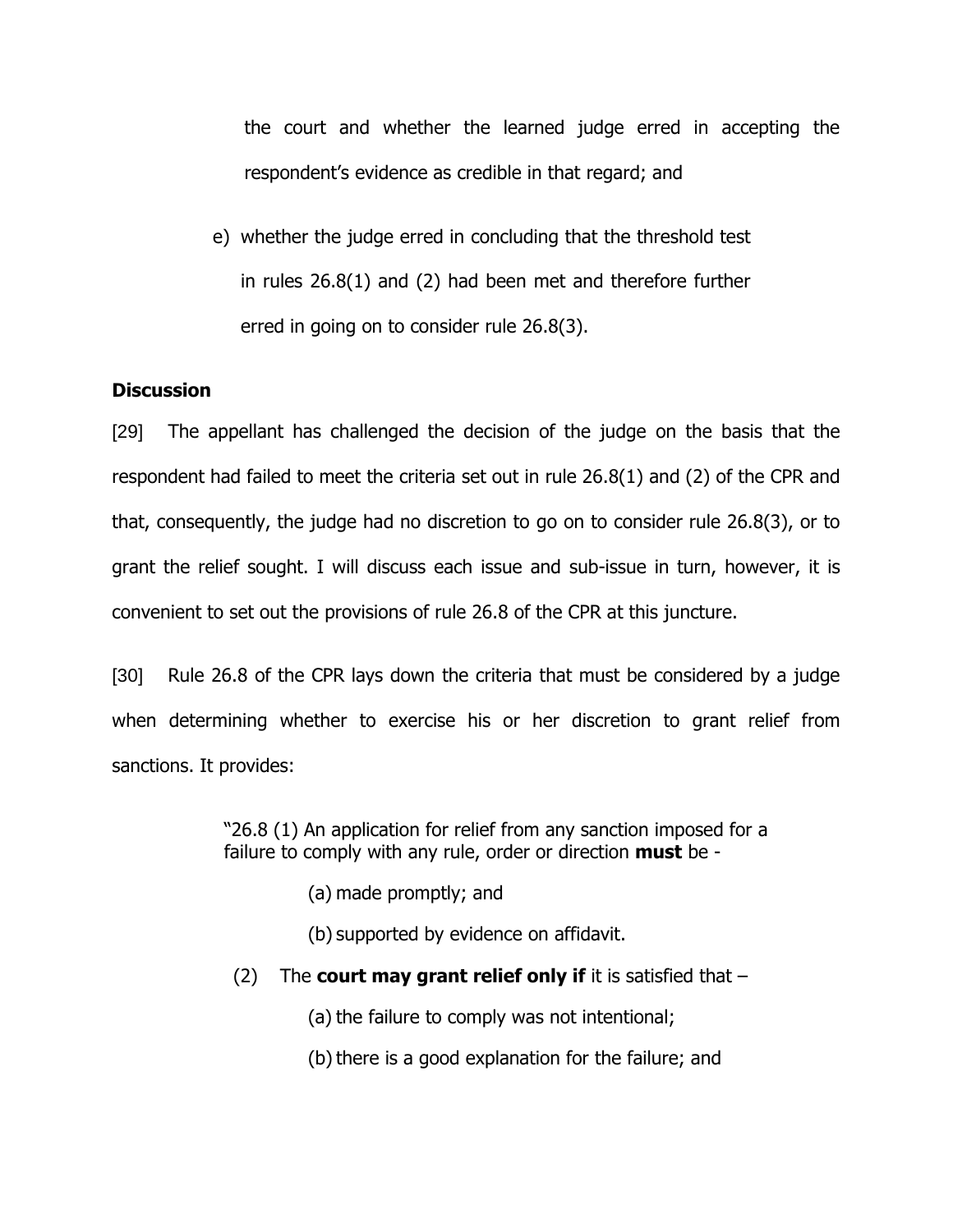the court and whether the learned judge erred in accepting the respondent's evidence as credible in that regard; and

e) whether the judge erred in concluding that the threshold test in rules 26.8(1) and (2) had been met and therefore further erred in going on to consider rule 26.8(3).

**Discussion**

[29] The appellant has challenged the decision of the judge on the basis that the respondent had failed to meet the criteria set out in rule 26.8(1) and (2) of the CPR and that, consequently, the judge had no discretion to go on to consider rule 26.8(3), or to grant the relief sought. I will discuss each issue and sub-issue in turn, however, it is convenient to set out the provisions of rule 26.8 of the CPR at this juncture.

[30] Rule 26.8 of the CPR lays down the criteria that must be considered by a judge when determining whether to exercise his or her discretion to grant relief from sanctions. It provides:

> "26.8 (1) An application for relief from any sanction imposed for a failure to comply with any rule, order or direction **must** be -
>
> (a) made promptly; and
>
> (b) supported by evidence on affidavit.
>
> (2) The **court may grant relief only if** it is satisfied that –
>
> (a) the failure to comply was not intentional;
>
> (b) there is a good explanation for the failure; and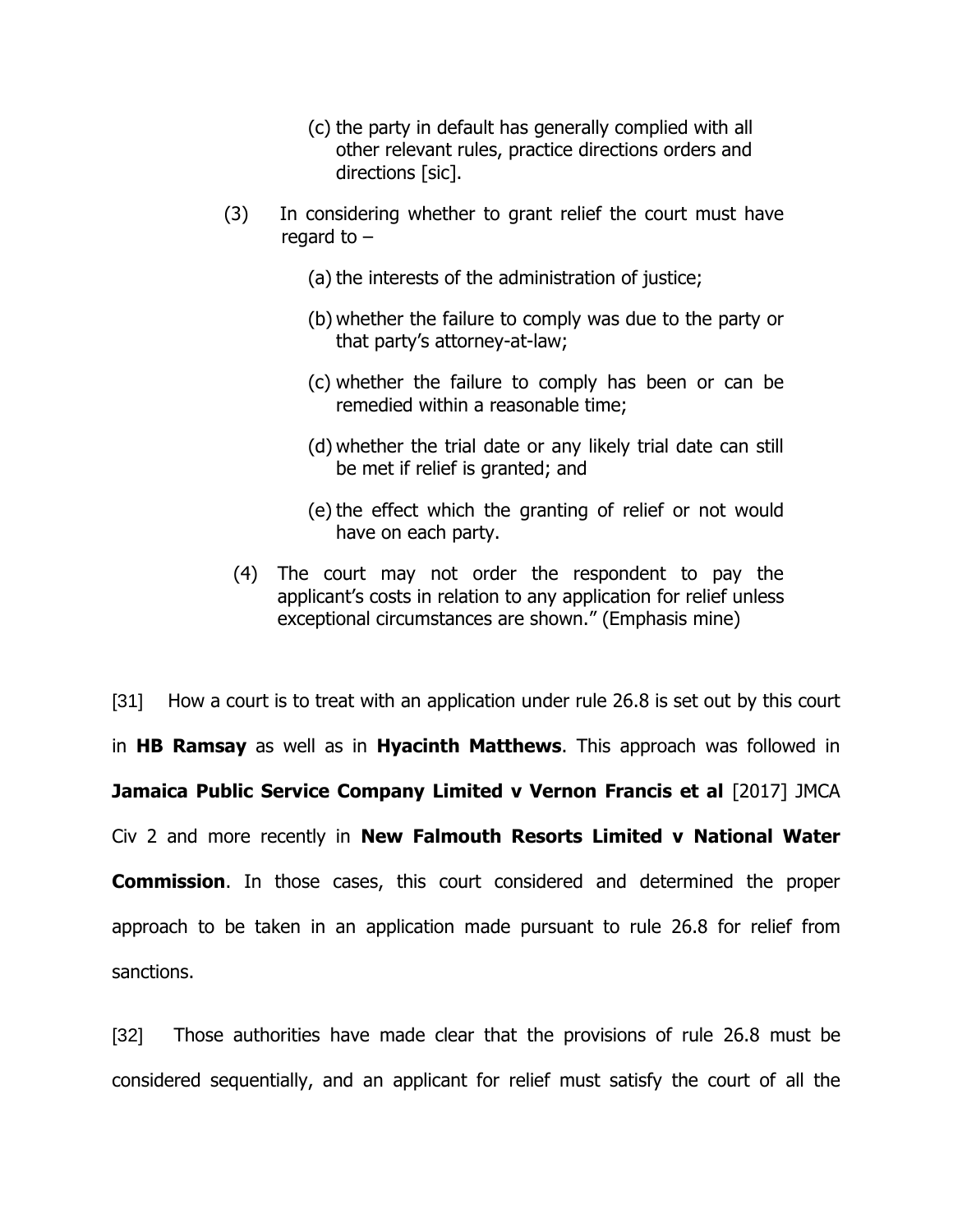> (c) the party in default has generally complied with all other relevant rules, practice directions orders and directions [sic].
>
> (3) In considering whether to grant relief the court must have regard to –
>
> > (a) the interests of the administration of justice;
> >
> > (b) whether the failure to comply was due to the party or that party's attorney-at-law;
> >
> > (c) whether the failure to comply has been or can be remedied within a reasonable time;
> >
> > (d) whether the trial date or any likely trial date can still be met if relief is granted; and
> >
> > (e) the effect which the granting of relief or not would have on each party.
>
> (4) The court may not order the respondent to pay the applicant's costs in relation to any application for relief unless exceptional circumstances are shown." (Emphasis mine)

[31] How a court is to treat with an application under rule 26.8 is set out by this court in **HB Ramsay** as well as in **Hyacinth Matthews**. This approach was followed in **Jamaica Public Service Company Limited v Vernon Francis et al** [2017] JMCA Civ 2 and more recently in **New Falmouth Resorts Limited v National Water Commission**. In those cases, this court considered and determined the proper approach to be taken in an application made pursuant to rule 26.8 for relief from sanctions.

[32] Those authorities have made clear that the provisions of rule 26.8 must be considered sequentially, and an applicant for relief must satisfy the court of all the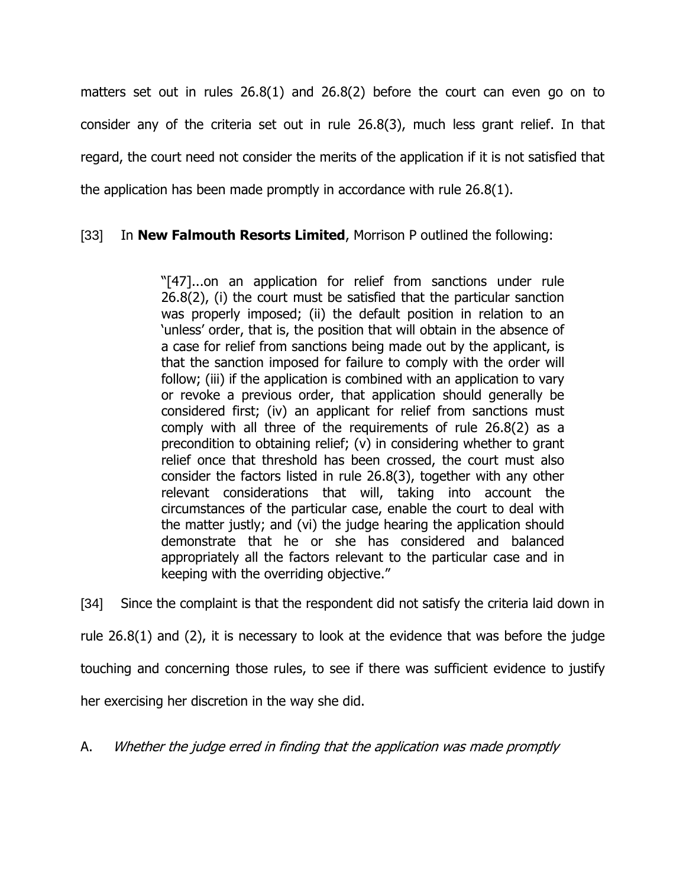matters set out in rules 26.8(1) and 26.8(2) before the court can even go on to consider any of the criteria set out in rule 26.8(3), much less grant relief. In that regard, the court need not consider the merits of the application if it is not satisfied that the application has been made promptly in accordance with rule 26.8(1).

[33] In **New Falmouth Resorts Limited**, Morrison P outlined the following:

> "[47]...on an application for relief from sanctions under rule 26.8(2), (i) the court must be satisfied that the particular sanction was properly imposed; (ii) the default position in relation to an 'unless' order, that is, the position that will obtain in the absence of a case for relief from sanctions being made out by the applicant, is that the sanction imposed for failure to comply with the order will follow; (iii) if the application is combined with an application to vary or revoke a previous order, that application should generally be considered first; (iv) an applicant for relief from sanctions must comply with all three of the requirements of rule 26.8(2) as a precondition to obtaining relief; (v) in considering whether to grant relief once that threshold has been crossed, the court must also consider the factors listed in rule 26.8(3), together with any other relevant considerations that will, taking into account the circumstances of the particular case, enable the court to deal with the matter justly; and (vi) the judge hearing the application should demonstrate that he or she has considered and balanced appropriately all the factors relevant to the particular case and in keeping with the overriding objective."

[34] Since the complaint is that the respondent did not satisfy the criteria laid down in rule 26.8(1) and (2), it is necessary to look at the evidence that was before the judge touching and concerning those rules, to see if there was sufficient evidence to justify her exercising her discretion in the way she did.

A. *Whether the judge erred in finding that the application was made promptly*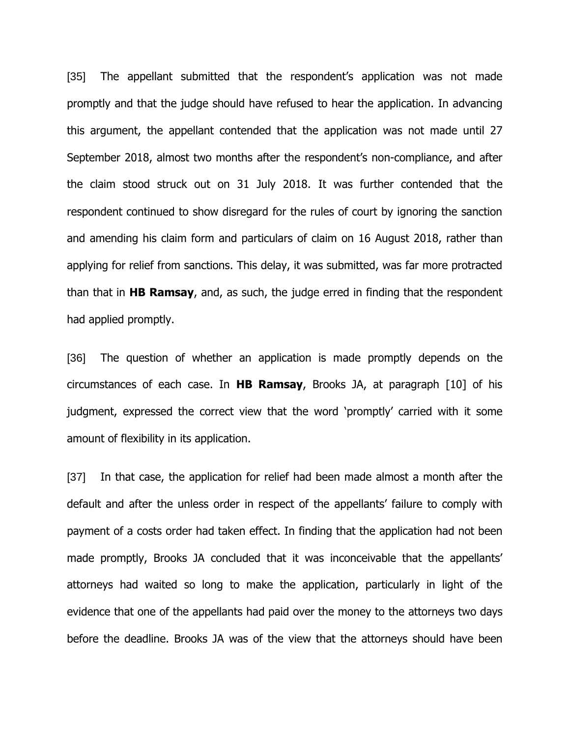[35] The appellant submitted that the respondent's application was not made promptly and that the judge should have refused to hear the application. In advancing this argument, the appellant contended that the application was not made until 27 September 2018, almost two months after the respondent's non-compliance, and after the claim stood struck out on 31 July 2018. It was further contended that the respondent continued to show disregard for the rules of court by ignoring the sanction and amending his claim form and particulars of claim on 16 August 2018, rather than applying for relief from sanctions. This delay, it was submitted, was far more protracted than that in **HB Ramsay**, and, as such, the judge erred in finding that the respondent had applied promptly.

[36] The question of whether an application is made promptly depends on the circumstances of each case. In **HB Ramsay**, Brooks JA, at paragraph [10] of his judgment, expressed the correct view that the word 'promptly' carried with it some amount of flexibility in its application.

[37] In that case, the application for relief had been made almost a month after the default and after the unless order in respect of the appellants' failure to comply with payment of a costs order had taken effect. In finding that the application had not been made promptly, Brooks JA concluded that it was inconceivable that the appellants' attorneys had waited so long to make the application, particularly in light of the evidence that one of the appellants had paid over the money to the attorneys two days before the deadline. Brooks JA was of the view that the attorneys should have been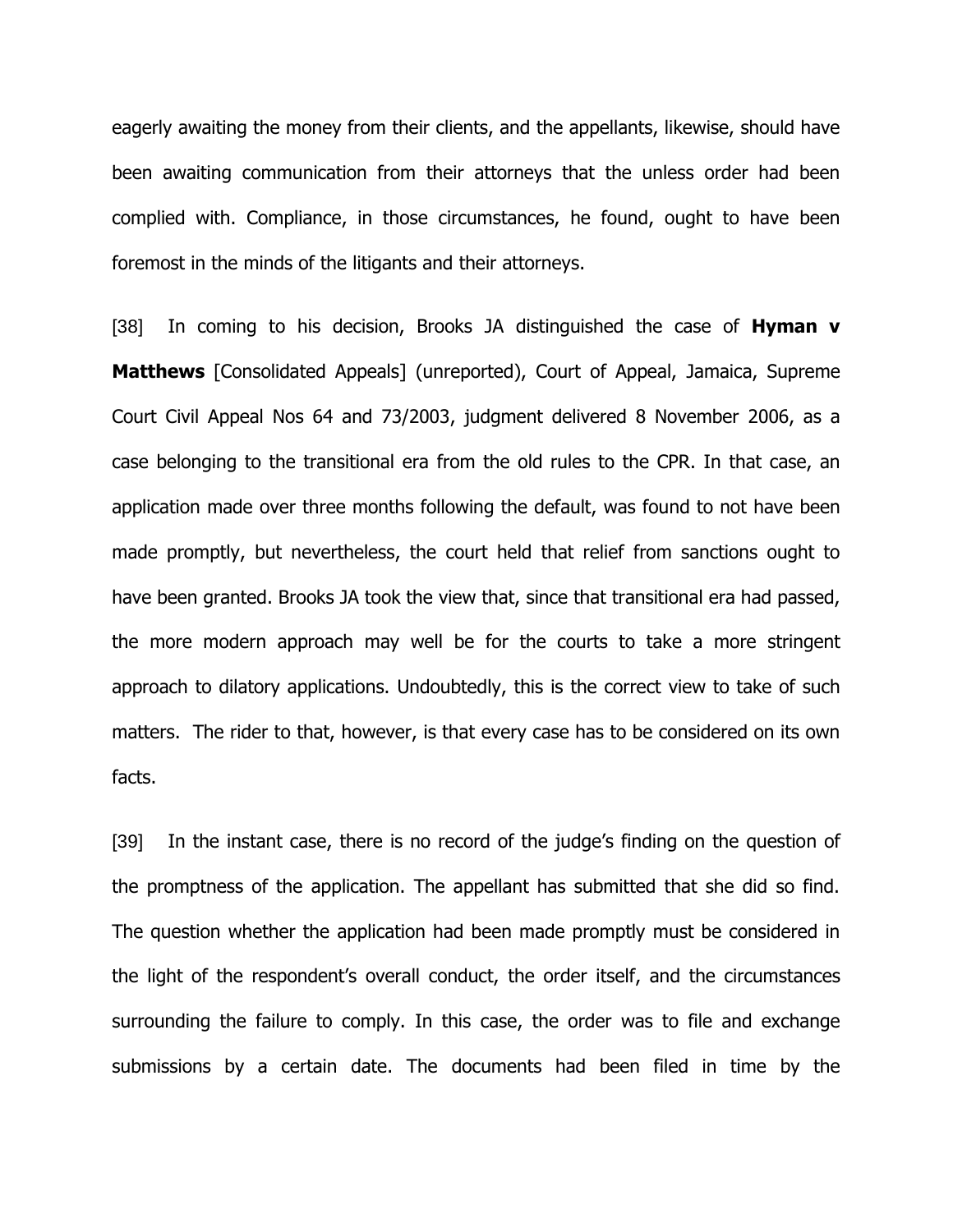eagerly awaiting the money from their clients, and the appellants, likewise, should have been awaiting communication from their attorneys that the unless order had been complied with. Compliance, in those circumstances, he found, ought to have been foremost in the minds of the litigants and their attorneys.

[38] In coming to his decision, Brooks JA distinguished the case of **Hyman v Matthews** [Consolidated Appeals] (unreported), Court of Appeal, Jamaica, Supreme Court Civil Appeal Nos 64 and 73/2003, judgment delivered 8 November 2006, as a case belonging to the transitional era from the old rules to the CPR. In that case, an application made over three months following the default, was found to not have been made promptly, but nevertheless, the court held that relief from sanctions ought to have been granted. Brooks JA took the view that, since that transitional era had passed, the more modern approach may well be for the courts to take a more stringent approach to dilatory applications. Undoubtedly, this is the correct view to take of such matters. The rider to that, however, is that every case has to be considered on its own facts.

[39] In the instant case, there is no record of the judge's finding on the question of the promptness of the application. The appellant has submitted that she did so find. The question whether the application had been made promptly must be considered in the light of the respondent's overall conduct, the order itself, and the circumstances surrounding the failure to comply. In this case, the order was to file and exchange submissions by a certain date. The documents had been filed in time by the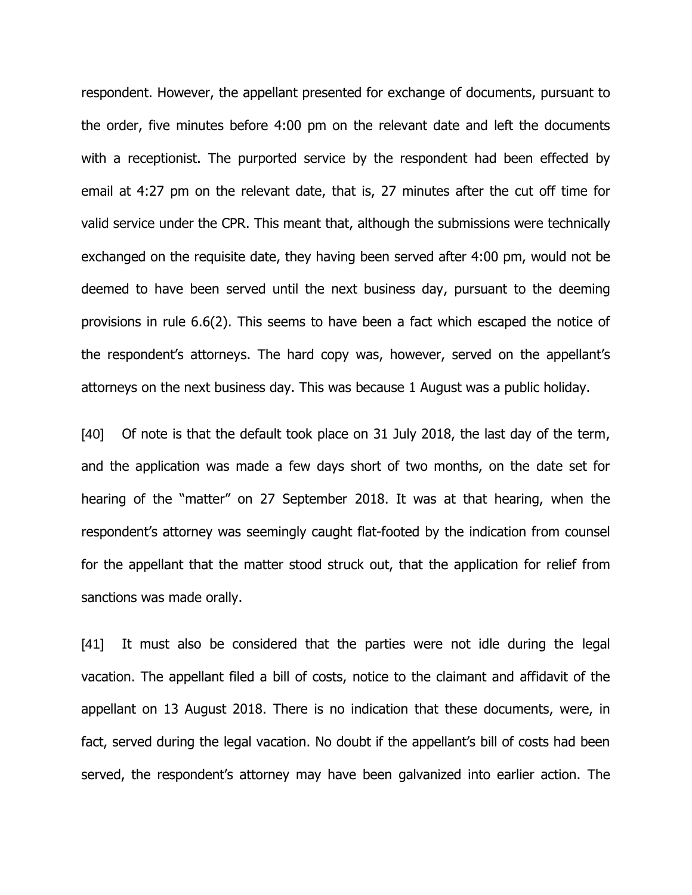respondent. However, the appellant presented for exchange of documents, pursuant to the order, five minutes before 4:00 pm on the relevant date and left the documents with a receptionist. The purported service by the respondent had been effected by email at 4:27 pm on the relevant date, that is, 27 minutes after the cut off time for valid service under the CPR. This meant that, although the submissions were technically exchanged on the requisite date, they having been served after 4:00 pm, would not be deemed to have been served until the next business day, pursuant to the deeming provisions in rule 6.6(2). This seems to have been a fact which escaped the notice of the respondent's attorneys. The hard copy was, however, served on the appellant's attorneys on the next business day. This was because 1 August was a public holiday.

[40] Of note is that the default took place on 31 July 2018, the last day of the term, and the application was made a few days short of two months, on the date set for hearing of the "matter" on 27 September 2018. It was at that hearing, when the respondent's attorney was seemingly caught flat-footed by the indication from counsel for the appellant that the matter stood struck out, that the application for relief from sanctions was made orally.

[41] It must also be considered that the parties were not idle during the legal vacation. The appellant filed a bill of costs, notice to the claimant and affidavit of the appellant on 13 August 2018. There is no indication that these documents, were, in fact, served during the legal vacation. No doubt if the appellant's bill of costs had been served, the respondent's attorney may have been galvanized into earlier action. The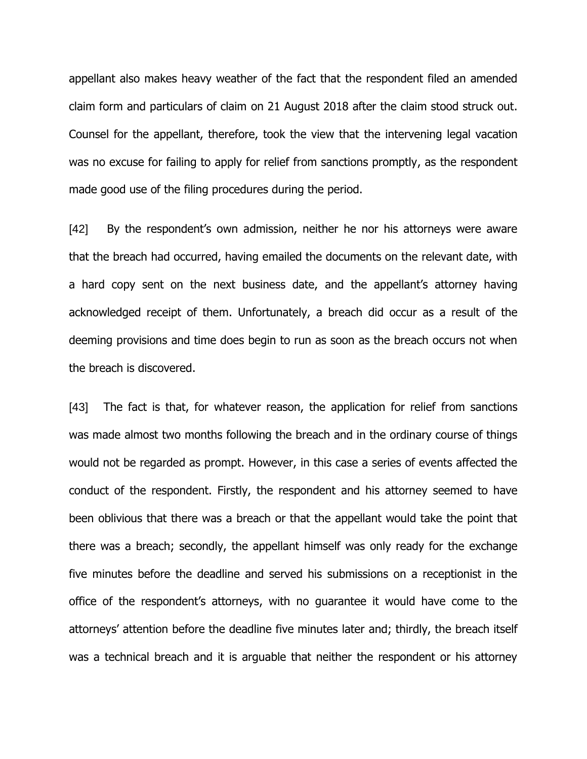appellant also makes heavy weather of the fact that the respondent filed an amended claim form and particulars of claim on 21 August 2018 after the claim stood struck out. Counsel for the appellant, therefore, took the view that the intervening legal vacation was no excuse for failing to apply for relief from sanctions promptly, as the respondent made good use of the filing procedures during the period.

[42] By the respondent's own admission, neither he nor his attorneys were aware that the breach had occurred, having emailed the documents on the relevant date, with a hard copy sent on the next business date, and the appellant's attorney having acknowledged receipt of them. Unfortunately, a breach did occur as a result of the deeming provisions and time does begin to run as soon as the breach occurs not when the breach is discovered.

[43] The fact is that, for whatever reason, the application for relief from sanctions was made almost two months following the breach and in the ordinary course of things would not be regarded as prompt. However, in this case a series of events affected the conduct of the respondent. Firstly, the respondent and his attorney seemed to have been oblivious that there was a breach or that the appellant would take the point that there was a breach; secondly, the appellant himself was only ready for the exchange five minutes before the deadline and served his submissions on a receptionist in the office of the respondent's attorneys, with no guarantee it would have come to the attorneys' attention before the deadline five minutes later and; thirdly, the breach itself was a technical breach and it is arguable that neither the respondent or his attorney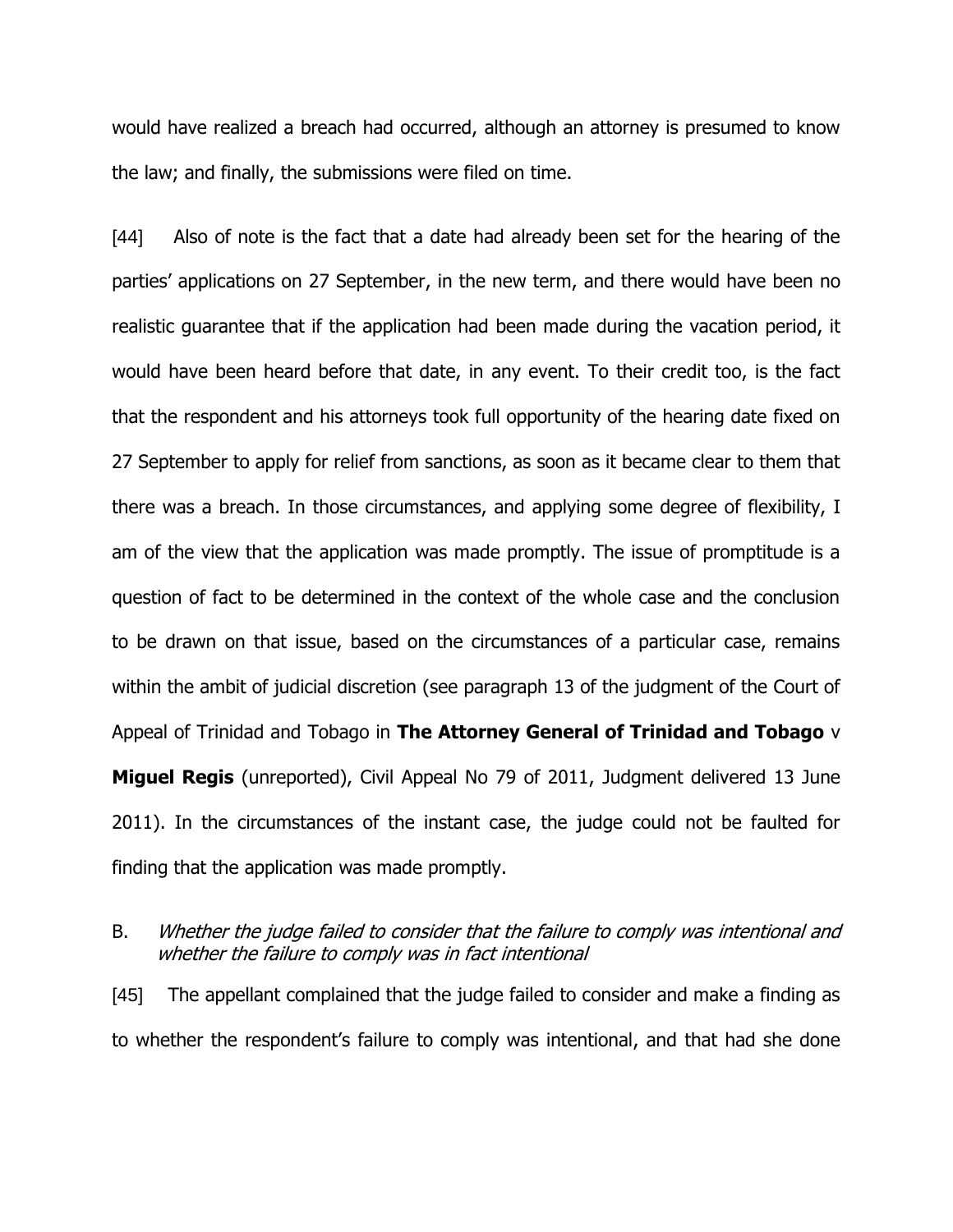would have realized a breach had occurred, although an attorney is presumed to know the law; and finally, the submissions were filed on time.

[44] Also of note is the fact that a date had already been set for the hearing of the parties' applications on 27 September, in the new term, and there would have been no realistic guarantee that if the application had been made during the vacation period, it would have been heard before that date, in any event. To their credit too, is the fact that the respondent and his attorneys took full opportunity of the hearing date fixed on 27 September to apply for relief from sanctions, as soon as it became clear to them that there was a breach. In those circumstances, and applying some degree of flexibility, I am of the view that the application was made promptly. The issue of promptitude is a question of fact to be determined in the context of the whole case and the conclusion to be drawn on that issue, based on the circumstances of a particular case, remains within the ambit of judicial discretion (see paragraph 13 of the judgment of the Court of Appeal of Trinidad and Tobago in **The Attorney General of Trinidad and Tobago** v **Miguel Regis** (unreported), Civil Appeal No 79 of 2011, Judgment delivered 13 June 2011). In the circumstances of the instant case, the judge could not be faulted for finding that the application was made promptly.

B. *Whether the judge failed to consider that the failure to comply was intentional and whether the failure to comply was in fact intentional*

[45] The appellant complained that the judge failed to consider and make a finding as to whether the respondent's failure to comply was intentional, and that had she done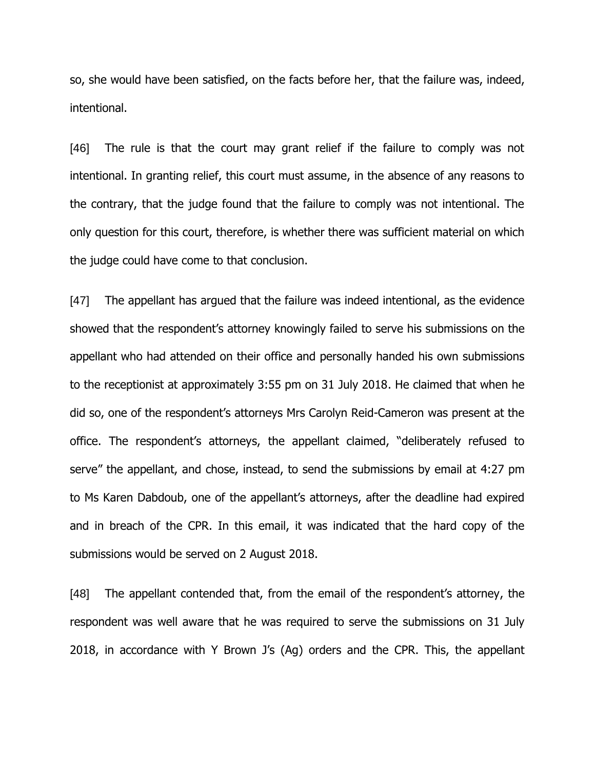so, she would have been satisfied, on the facts before her, that the failure was, indeed, intentional.

[46] The rule is that the court may grant relief if the failure to comply was not intentional. In granting relief, this court must assume, in the absence of any reasons to the contrary, that the judge found that the failure to comply was not intentional. The only question for this court, therefore, is whether there was sufficient material on which the judge could have come to that conclusion.

[47] The appellant has argued that the failure was indeed intentional, as the evidence showed that the respondent's attorney knowingly failed to serve his submissions on the appellant who had attended on their office and personally handed his own submissions to the receptionist at approximately 3:55 pm on 31 July 2018. He claimed that when he did so, one of the respondent's attorneys Mrs Carolyn Reid-Cameron was present at the office. The respondent's attorneys, the appellant claimed, "deliberately refused to serve" the appellant, and chose, instead, to send the submissions by email at 4:27 pm to Ms Karen Dabdoub, one of the appellant's attorneys, after the deadline had expired and in breach of the CPR. In this email, it was indicated that the hard copy of the submissions would be served on 2 August 2018.

[48] The appellant contended that, from the email of the respondent's attorney, the respondent was well aware that he was required to serve the submissions on 31 July 2018, in accordance with Y Brown J's (Ag) orders and the CPR. This, the appellant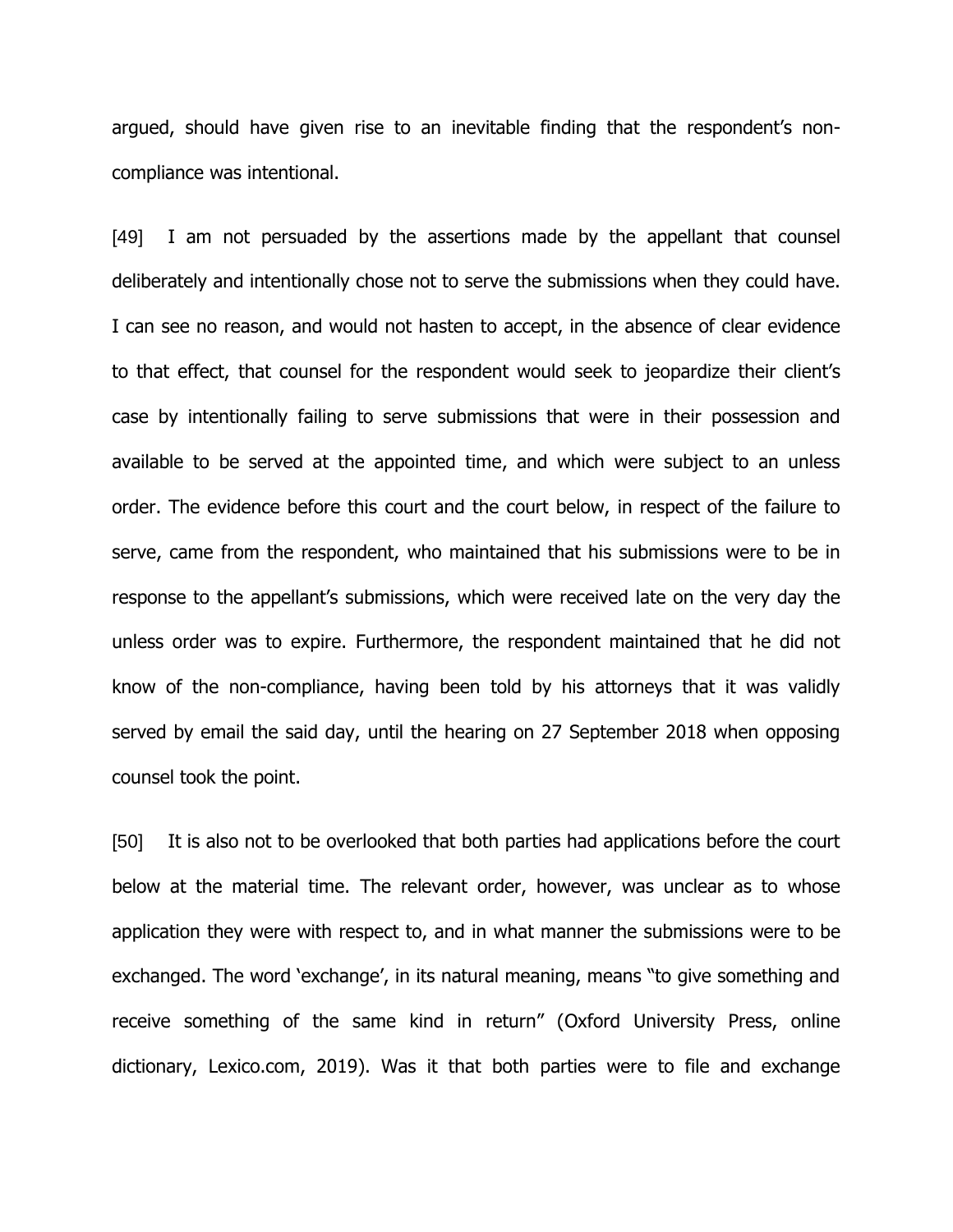argued, should have given rise to an inevitable finding that the respondent's non-compliance was intentional.

[49] I am not persuaded by the assertions made by the appellant that counsel deliberately and intentionally chose not to serve the submissions when they could have. I can see no reason, and would not hasten to accept, in the absence of clear evidence to that effect, that counsel for the respondent would seek to jeopardize their client's case by intentionally failing to serve submissions that were in their possession and available to be served at the appointed time, and which were subject to an unless order. The evidence before this court and the court below, in respect of the failure to serve, came from the respondent, who maintained that his submissions were to be in response to the appellant's submissions, which were received late on the very day the unless order was to expire. Furthermore, the respondent maintained that he did not know of the non-compliance, having been told by his attorneys that it was validly served by email the said day, until the hearing on 27 September 2018 when opposing counsel took the point.

[50] It is also not to be overlooked that both parties had applications before the court below at the material time. The relevant order, however, was unclear as to whose application they were with respect to, and in what manner the submissions were to be exchanged. The word 'exchange', in its natural meaning, means "to give something and receive something of the same kind in return" (Oxford University Press, online dictionary, Lexico.com, 2019). Was it that both parties were to file and exchange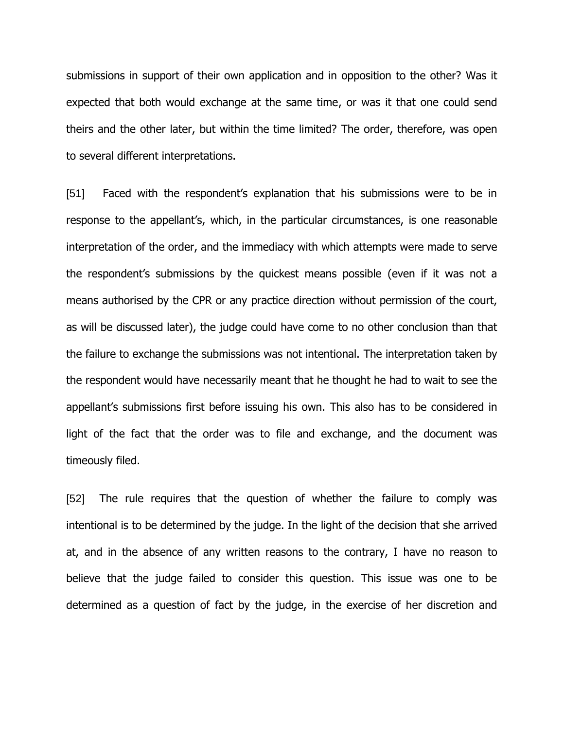submissions in support of their own application and in opposition to the other? Was it expected that both would exchange at the same time, or was it that one could send theirs and the other later, but within the time limited? The order, therefore, was open to several different interpretations.

[51] Faced with the respondent's explanation that his submissions were to be in response to the appellant's, which, in the particular circumstances, is one reasonable interpretation of the order, and the immediacy with which attempts were made to serve the respondent's submissions by the quickest means possible (even if it was not a means authorised by the CPR or any practice direction without permission of the court, as will be discussed later), the judge could have come to no other conclusion than that the failure to exchange the submissions was not intentional. The interpretation taken by the respondent would have necessarily meant that he thought he had to wait to see the appellant's submissions first before issuing his own. This also has to be considered in light of the fact that the order was to file and exchange, and the document was timeously filed.

[52] The rule requires that the question of whether the failure to comply was intentional is to be determined by the judge. In the light of the decision that she arrived at, and in the absence of any written reasons to the contrary, I have no reason to believe that the judge failed to consider this question. This issue was one to be determined as a question of fact by the judge, in the exercise of her discretion and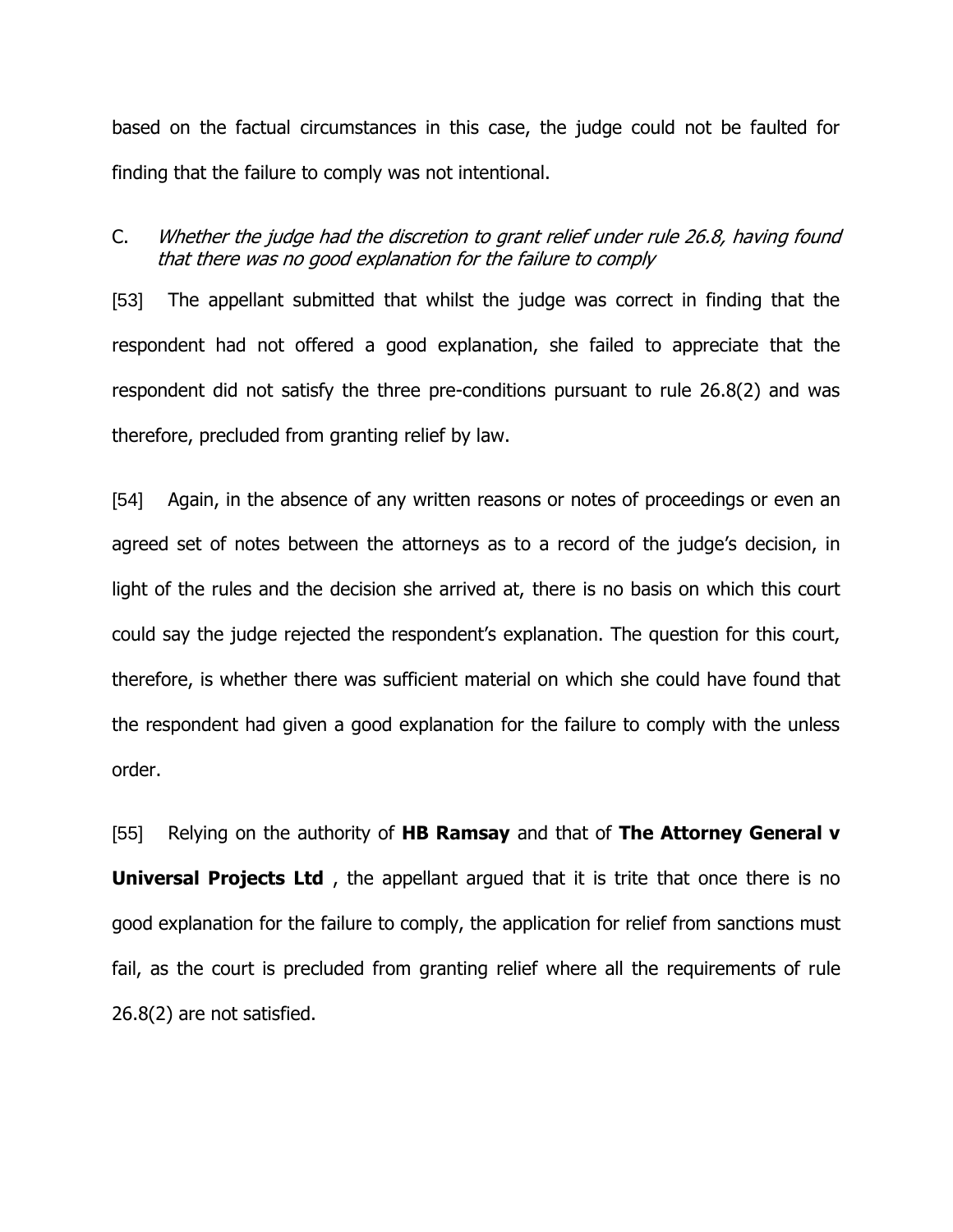based on the factual circumstances in this case, the judge could not be faulted for finding that the failure to comply was not intentional.

C. *Whether the judge had the discretion to grant relief under rule 26.8, having found that there was no good explanation for the failure to comply*

[53] The appellant submitted that whilst the judge was correct in finding that the respondent had not offered a good explanation, she failed to appreciate that the respondent did not satisfy the three pre-conditions pursuant to rule 26.8(2) and was therefore, precluded from granting relief by law.

[54] Again, in the absence of any written reasons or notes of proceedings or even an agreed set of notes between the attorneys as to a record of the judge's decision, in light of the rules and the decision she arrived at, there is no basis on which this court could say the judge rejected the respondent's explanation. The question for this court, therefore, is whether there was sufficient material on which she could have found that the respondent had given a good explanation for the failure to comply with the unless order.

[55] Relying on the authority of **HB Ramsay** and that of **The Attorney General v Universal Projects Ltd** , the appellant argued that it is trite that once there is no good explanation for the failure to comply, the application for relief from sanctions must fail, as the court is precluded from granting relief where all the requirements of rule 26.8(2) are not satisfied.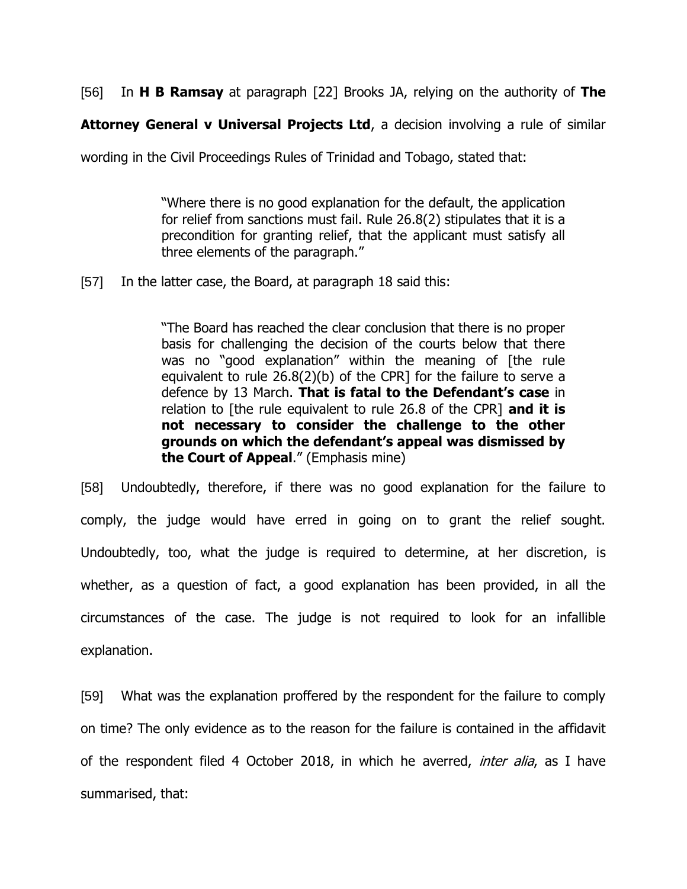[56] In **H B Ramsay** at paragraph [22] Brooks JA, relying on the authority of **The Attorney General v Universal Projects Ltd**, a decision involving a rule of similar wording in the Civil Proceedings Rules of Trinidad and Tobago, stated that:

> "Where there is no good explanation for the default, the application for relief from sanctions must fail. Rule 26.8(2) stipulates that it is a precondition for granting relief, that the applicant must satisfy all three elements of the paragraph."

[57] In the latter case, the Board, at paragraph 18 said this:

> "The Board has reached the clear conclusion that there is no proper basis for challenging the decision of the courts below that there was no "good explanation" within the meaning of [the rule equivalent to rule 26.8(2)(b) of the CPR] for the failure to serve a defence by 13 March. **That is fatal to the Defendant's case** in relation to [the rule equivalent to rule 26.8 of the CPR] **and it is not necessary to consider the challenge to the other grounds on which the defendant's appeal was dismissed by the Court of Appeal**." (Emphasis mine)

[58] Undoubtedly, therefore, if there was no good explanation for the failure to comply, the judge would have erred in going on to grant the relief sought. Undoubtedly, too, what the judge is required to determine, at her discretion, is whether, as a question of fact, a good explanation has been provided, in all the circumstances of the case. The judge is not required to look for an infallible explanation.

[59] What was the explanation proffered by the respondent for the failure to comply on time? The only evidence as to the reason for the failure is contained in the affidavit of the respondent filed 4 October 2018, in which he averred, *inter alia*, as I have summarised, that: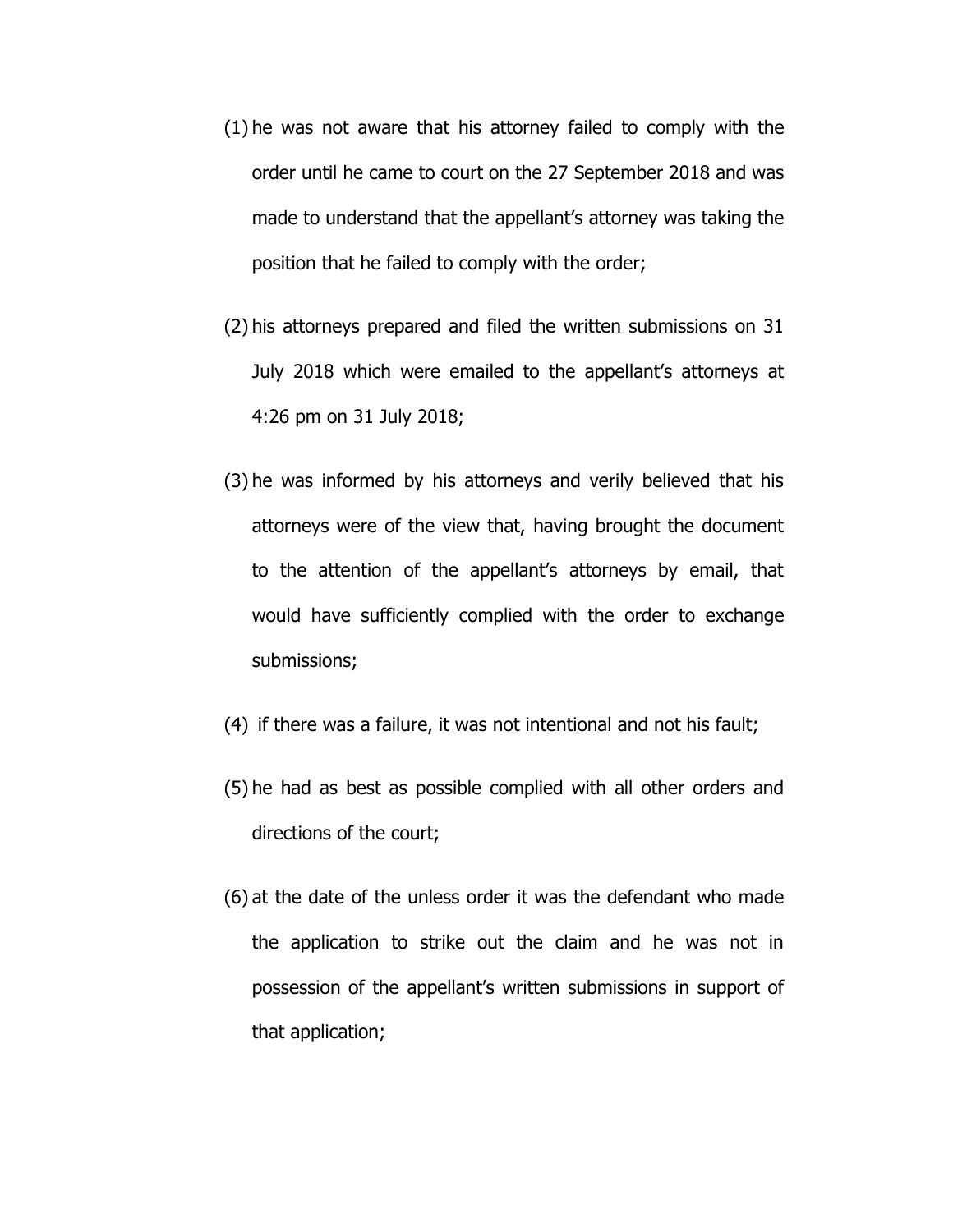(1) he was not aware that his attorney failed to comply with the order until he came to court on the 27 September 2018 and was made to understand that the appellant's attorney was taking the position that he failed to comply with the order;

(2) his attorneys prepared and filed the written submissions on 31 July 2018 which were emailed to the appellant's attorneys at 4:26 pm on 31 July 2018;

(3) he was informed by his attorneys and verily believed that his attorneys were of the view that, having brought the document to the attention of the appellant's attorneys by email, that would have sufficiently complied with the order to exchange submissions;

(4) if there was a failure, it was not intentional and not his fault;

(5) he had as best as possible complied with all other orders and directions of the court;

(6) at the date of the unless order it was the defendant who made the application to strike out the claim and he was not in possession of the appellant's written submissions in support of that application;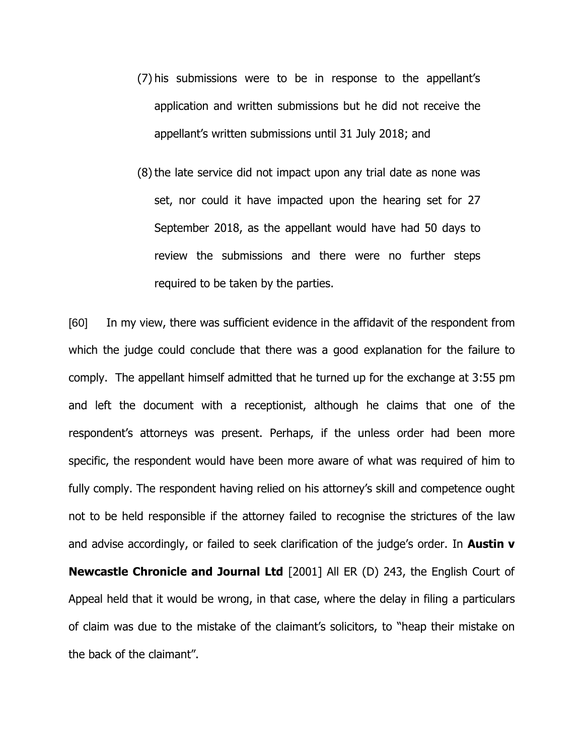(7) his submissions were to be in response to the appellant's application and written submissions but he did not receive the appellant's written submissions until 31 July 2018; and

(8) the late service did not impact upon any trial date as none was set, nor could it have impacted upon the hearing set for 27 September 2018, as the appellant would have had 50 days to review the submissions and there were no further steps required to be taken by the parties.

[60] In my view, there was sufficient evidence in the affidavit of the respondent from which the judge could conclude that there was a good explanation for the failure to comply. The appellant himself admitted that he turned up for the exchange at 3:55 pm and left the document with a receptionist, although he claims that one of the respondent's attorneys was present. Perhaps, if the unless order had been more specific, the respondent would have been more aware of what was required of him to fully comply. The respondent having relied on his attorney's skill and competence ought not to be held responsible if the attorney failed to recognise the strictures of the law and advise accordingly, or failed to seek clarification of the judge's order. In **Austin v Newcastle Chronicle and Journal Ltd** [2001] All ER (D) 243, the English Court of Appeal held that it would be wrong, in that case, where the delay in filing a particulars of claim was due to the mistake of the claimant's solicitors, to "heap their mistake on the back of the claimant".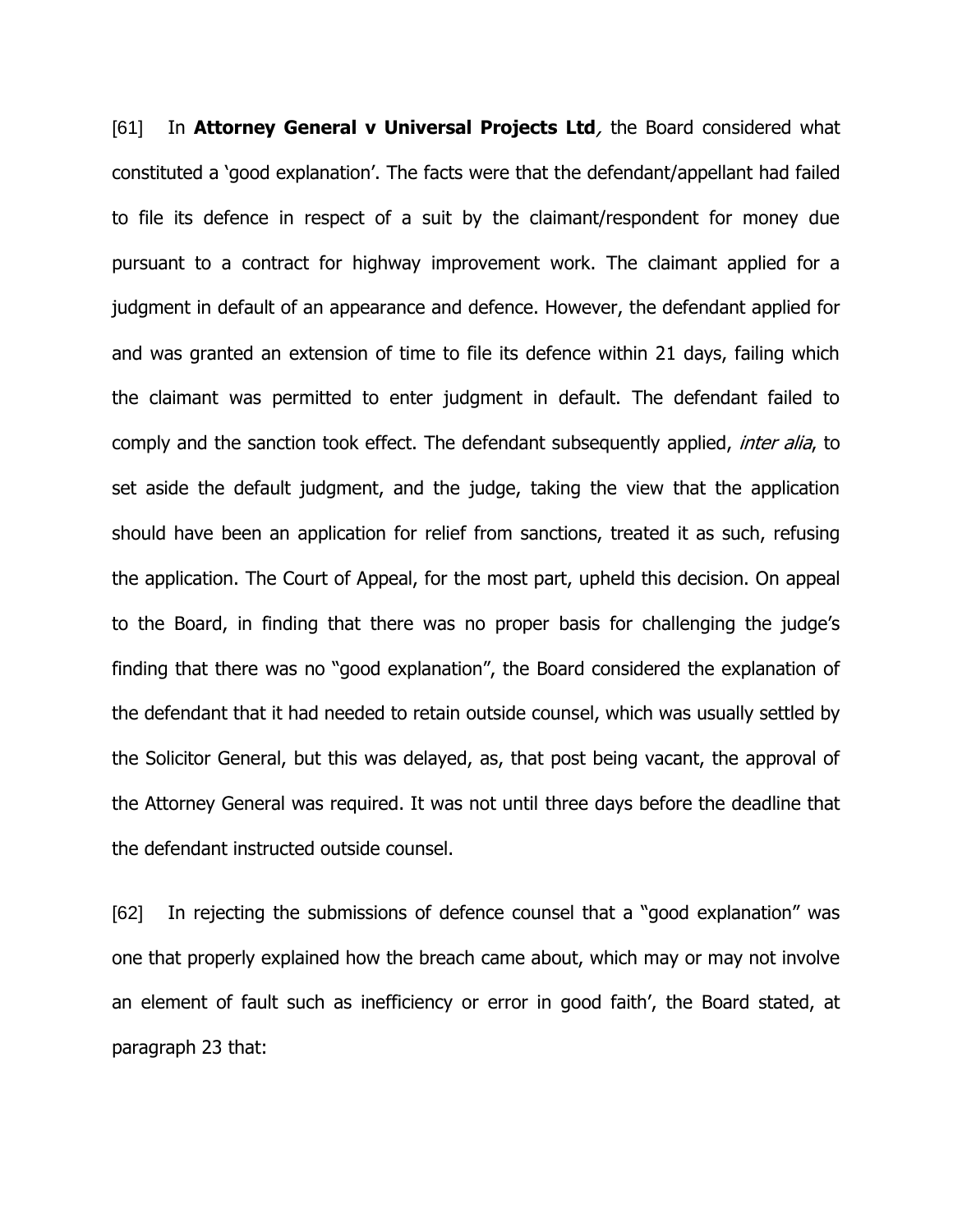[61] In **Attorney General v Universal Projects Ltd**, the Board considered what constituted a 'good explanation'. The facts were that the defendant/appellant had failed to file its defence in respect of a suit by the claimant/respondent for money due pursuant to a contract for highway improvement work. The claimant applied for a judgment in default of an appearance and defence. However, the defendant applied for and was granted an extension of time to file its defence within 21 days, failing which the claimant was permitted to enter judgment in default. The defendant failed to comply and the sanction took effect. The defendant subsequently applied, *inter alia*, to set aside the default judgment, and the judge, taking the view that the application should have been an application for relief from sanctions, treated it as such, refusing the application. The Court of Appeal, for the most part, upheld this decision. On appeal to the Board, in finding that there was no proper basis for challenging the judge's finding that there was no "good explanation", the Board considered the explanation of the defendant that it had needed to retain outside counsel, which was usually settled by the Solicitor General, but this was delayed, as, that post being vacant, the approval of the Attorney General was required. It was not until three days before the deadline that the defendant instructed outside counsel.

[62] In rejecting the submissions of defence counsel that a "good explanation" was one that properly explained how the breach came about, which may or may not involve an element of fault such as inefficiency or error in good faith', the Board stated, at paragraph 23 that: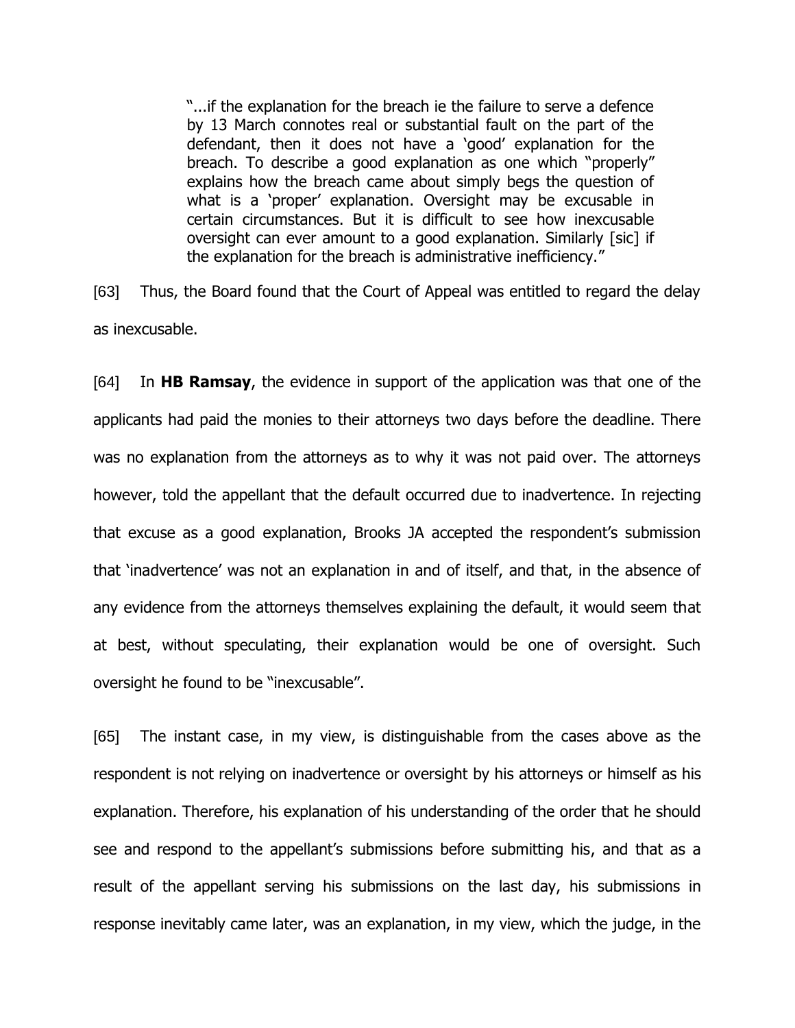> "...if the explanation for the breach ie the failure to serve a defence by 13 March connotes real or substantial fault on the part of the defendant, then it does not have a 'good' explanation for the breach. To describe a good explanation as one which "properly" explains how the breach came about simply begs the question of what is a 'proper' explanation. Oversight may be excusable in certain circumstances. But it is difficult to see how inexcusable oversight can ever amount to a good explanation. Similarly [sic] if the explanation for the breach is administrative inefficiency."

[63] Thus, the Board found that the Court of Appeal was entitled to regard the delay as inexcusable.

[64] In **HB Ramsay**, the evidence in support of the application was that one of the applicants had paid the monies to their attorneys two days before the deadline. There was no explanation from the attorneys as to why it was not paid over. The attorneys however, told the appellant that the default occurred due to inadvertence. In rejecting that excuse as a good explanation, Brooks JA accepted the respondent's submission that 'inadvertence' was not an explanation in and of itself, and that, in the absence of any evidence from the attorneys themselves explaining the default, it would seem that at best, without speculating, their explanation would be one of oversight. Such oversight he found to be "inexcusable".

[65] The instant case, in my view, is distinguishable from the cases above as the respondent is not relying on inadvertence or oversight by his attorneys or himself as his explanation. Therefore, his explanation of his understanding of the order that he should see and respond to the appellant's submissions before submitting his, and that as a result of the appellant serving his submissions on the last day, his submissions in response inevitably came later, was an explanation, in my view, which the judge, in the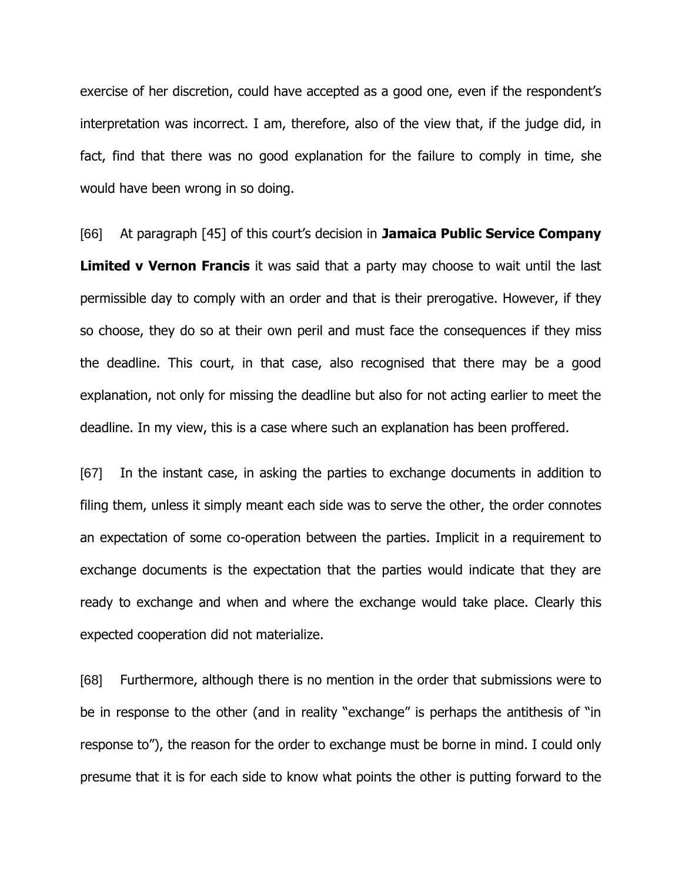exercise of her discretion, could have accepted as a good one, even if the respondent's interpretation was incorrect. I am, therefore, also of the view that, if the judge did, in fact, find that there was no good explanation for the failure to comply in time, she would have been wrong in so doing.

[66] At paragraph [45] of this court's decision in **Jamaica Public Service Company Limited v Vernon Francis** it was said that a party may choose to wait until the last permissible day to comply with an order and that is their prerogative. However, if they so choose, they do so at their own peril and must face the consequences if they miss the deadline. This court, in that case, also recognised that there may be a good explanation, not only for missing the deadline but also for not acting earlier to meet the deadline. In my view, this is a case where such an explanation has been proffered.

[67] In the instant case, in asking the parties to exchange documents in addition to filing them, unless it simply meant each side was to serve the other, the order connotes an expectation of some co-operation between the parties. Implicit in a requirement to exchange documents is the expectation that the parties would indicate that they are ready to exchange and when and where the exchange would take place. Clearly this expected cooperation did not materialize.

[68] Furthermore, although there is no mention in the order that submissions were to be in response to the other (and in reality "exchange" is perhaps the antithesis of "in response to"), the reason for the order to exchange must be borne in mind. I could only presume that it is for each side to know what points the other is putting forward to the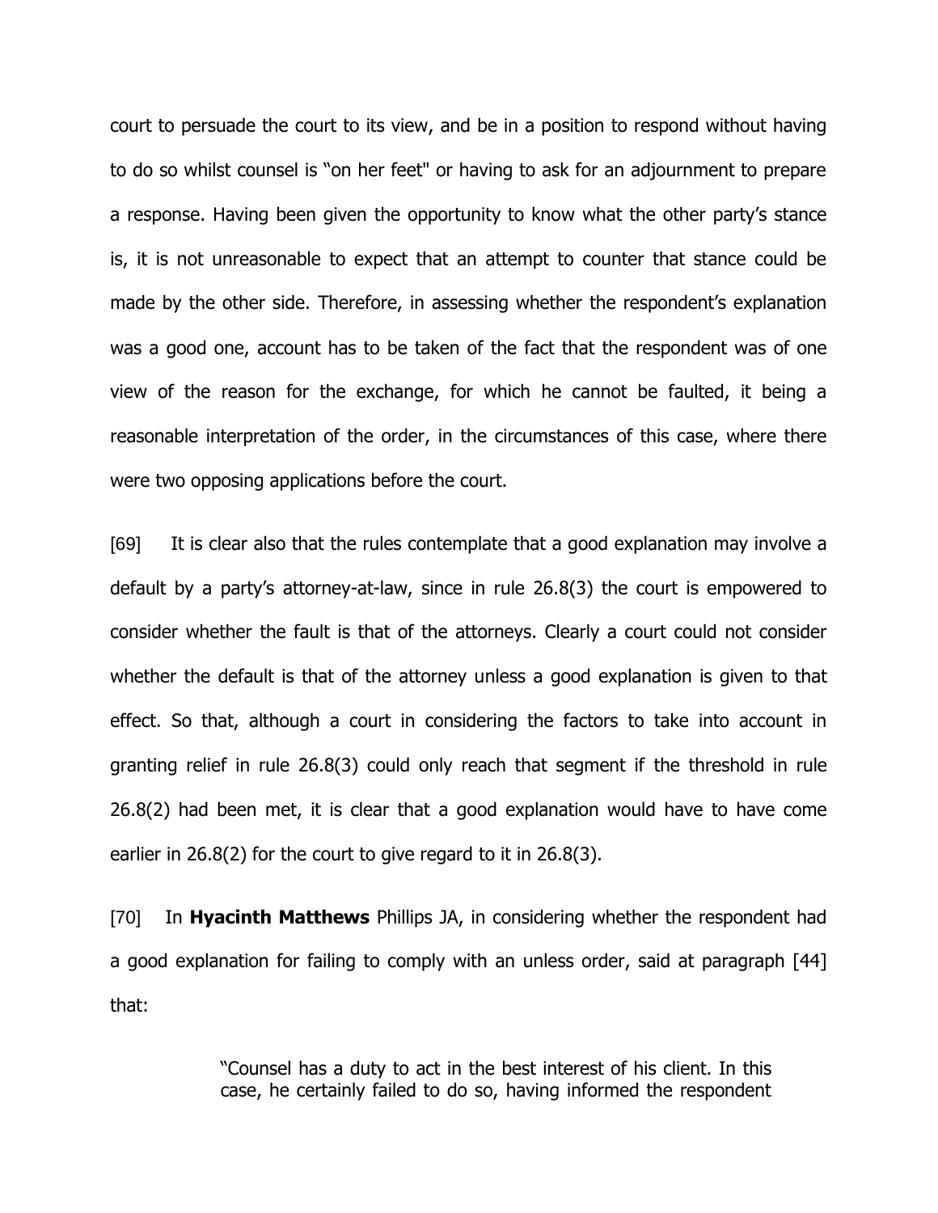court to persuade the court to its view, and be in a position to respond without having to do so whilst counsel is "on her feet" or having to ask for an adjournment to prepare a response. Having been given the opportunity to know what the other party's stance is, it is not unreasonable to expect that an attempt to counter that stance could be made by the other side. Therefore, in assessing whether the respondent's explanation was a good one, account has to be taken of the fact that the respondent was of one view of the reason for the exchange, for which he cannot be faulted, it being a reasonable interpretation of the order, in the circumstances of this case, where there were two opposing applications before the court.

[69] It is clear also that the rules contemplate that a good explanation may involve a default by a party's attorney-at-law, since in rule 26.8(3) the court is empowered to consider whether the fault is that of the attorneys. Clearly a court could not consider whether the default is that of the attorney unless a good explanation is given to that effect. So that, although a court in considering the factors to take into account in granting relief in rule 26.8(3) could only reach that segment if the threshold in rule 26.8(2) had been met, it is clear that a good explanation would have to have come earlier in 26.8(2) for the court to give regard to it in 26.8(3).

[70] In **Hyacinth Matthews** Phillips JA, in considering whether the respondent had a good explanation for failing to comply with an unless order, said at paragraph [44] that:

> "Counsel has a duty to act in the best interest of his client. In this case, he certainly failed to do so, having informed the respondent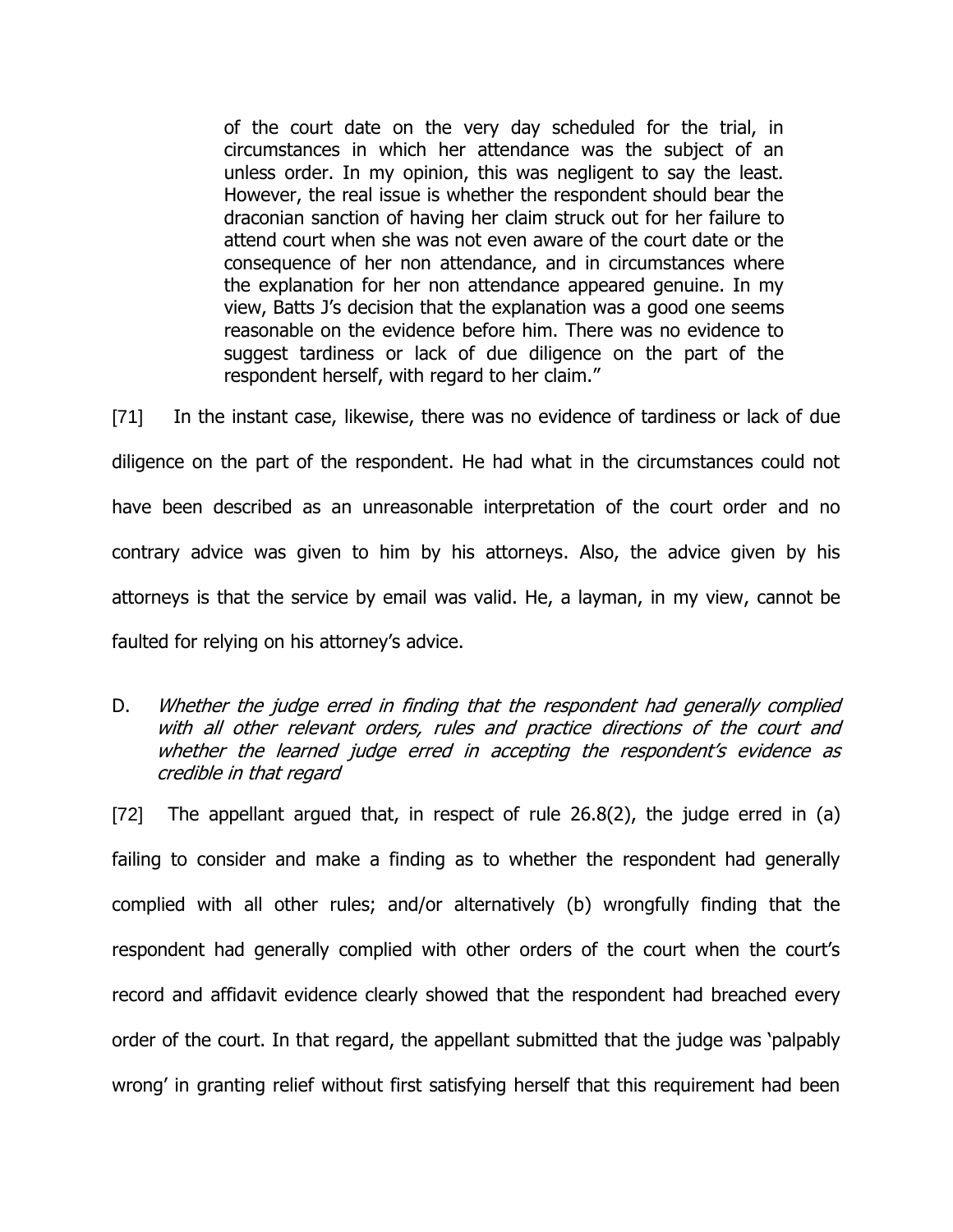> of the court date on the very day scheduled for the trial, in circumstances in which her attendance was the subject of an unless order. In my opinion, this was negligent to say the least. However, the real issue is whether the respondent should bear the draconian sanction of having her claim struck out for her failure to attend court when she was not even aware of the court date or the consequence of her non attendance, and in circumstances where the explanation for her non attendance appeared genuine. In my view, Batts J's decision that the explanation was a good one seems reasonable on the evidence before him. There was no evidence to suggest tardiness or lack of due diligence on the part of the respondent herself, with regard to her claim."

[71] In the instant case, likewise, there was no evidence of tardiness or lack of due diligence on the part of the respondent. He had what in the circumstances could not have been described as an unreasonable interpretation of the court order and no contrary advice was given to him by his attorneys. Also, the advice given by his attorneys is that the service by email was valid. He, a layman, in my view, cannot be faulted for relying on his attorney's advice.

D. *Whether the judge erred in finding that the respondent had generally complied with all other relevant orders, rules and practice directions of the court and whether the learned judge erred in accepting the respondent's evidence as credible in that regard*

[72] The appellant argued that, in respect of rule 26.8(2), the judge erred in (a) failing to consider and make a finding as to whether the respondent had generally complied with all other rules; and/or alternatively (b) wrongfully finding that the respondent had generally complied with other orders of the court when the court's record and affidavit evidence clearly showed that the respondent had breached every order of the court. In that regard, the appellant submitted that the judge was 'palpably wrong' in granting relief without first satisfying herself that this requirement had been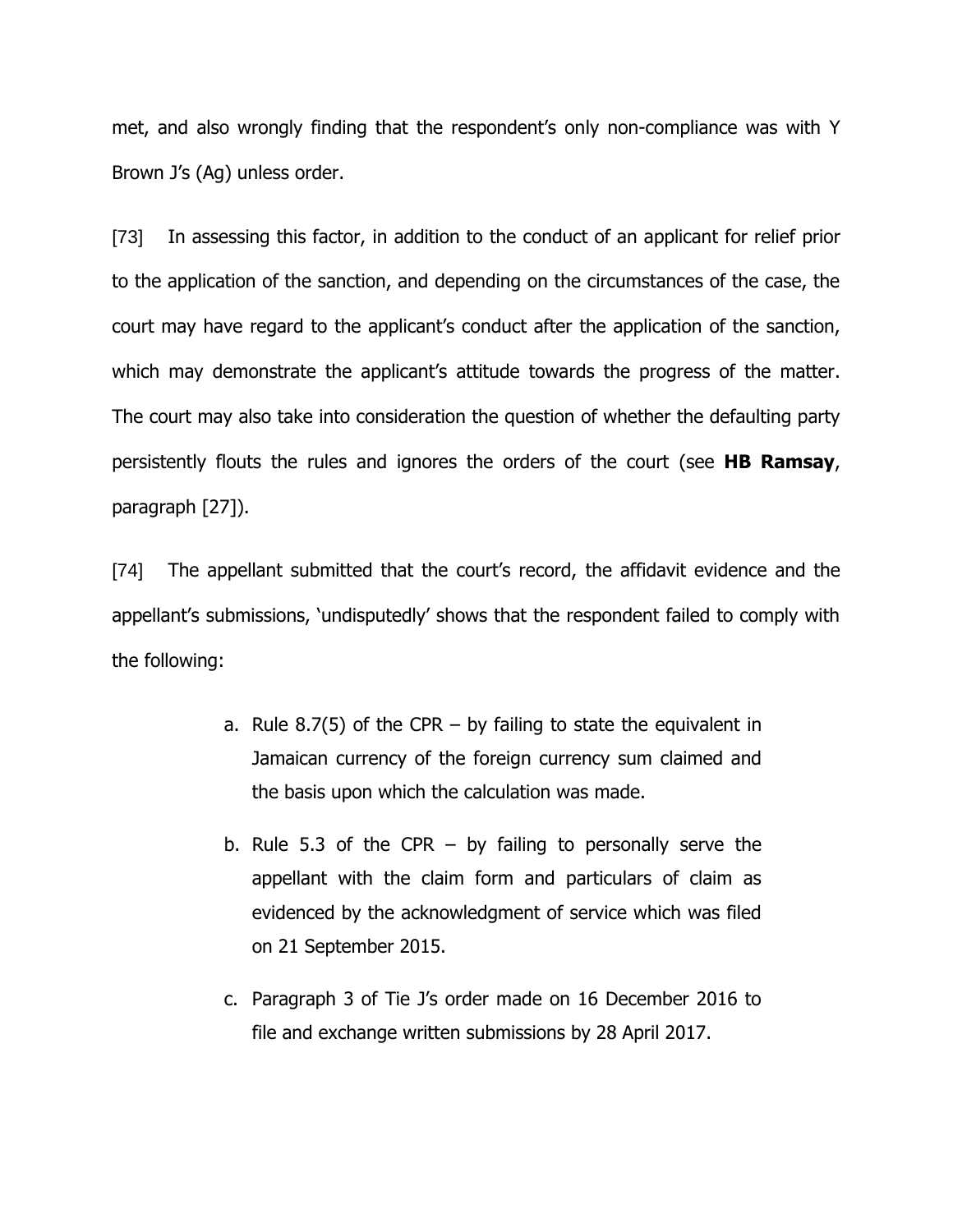met, and also wrongly finding that the respondent's only non-compliance was with Y Brown J's (Ag) unless order.

[73] In assessing this factor, in addition to the conduct of an applicant for relief prior to the application of the sanction, and depending on the circumstances of the case, the court may have regard to the applicant's conduct after the application of the sanction, which may demonstrate the applicant's attitude towards the progress of the matter. The court may also take into consideration the question of whether the defaulting party persistently flouts the rules and ignores the orders of the court (see **HB Ramsay**, paragraph [27]).

[74] The appellant submitted that the court's record, the affidavit evidence and the appellant's submissions, 'undisputedly' shows that the respondent failed to comply with the following:

> a. Rule 8.7(5) of the CPR – by failing to state the equivalent in Jamaican currency of the foreign currency sum claimed and the basis upon which the calculation was made.
>
> b. Rule 5.3 of the CPR – by failing to personally serve the appellant with the claim form and particulars of claim as evidenced by the acknowledgment of service which was filed on 21 September 2015.
>
> c. Paragraph 3 of Tie J's order made on 16 December 2016 to file and exchange written submissions by 28 April 2017.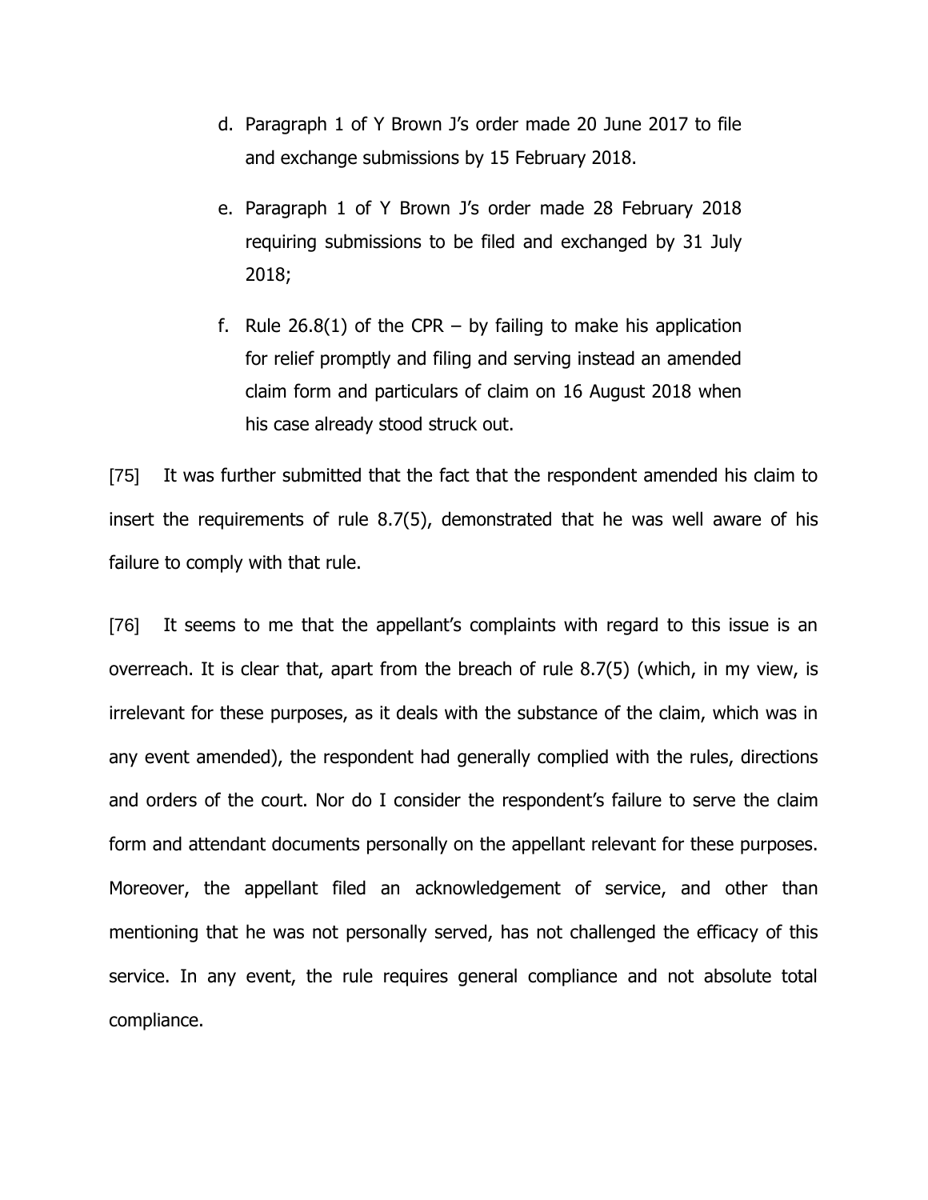d. Paragraph 1 of Y Brown J's order made 20 June 2017 to file and exchange submissions by 15 February 2018.

e. Paragraph 1 of Y Brown J's order made 28 February 2018 requiring submissions to be filed and exchanged by 31 July 2018;

f. Rule 26.8(1) of the CPR – by failing to make his application for relief promptly and filing and serving instead an amended claim form and particulars of claim on 16 August 2018 when his case already stood struck out.

[75] It was further submitted that the fact that the respondent amended his claim to insert the requirements of rule 8.7(5), demonstrated that he was well aware of his failure to comply with that rule.

[76] It seems to me that the appellant's complaints with regard to this issue is an overreach. It is clear that, apart from the breach of rule 8.7(5) (which, in my view, is irrelevant for these purposes, as it deals with the substance of the claim, which was in any event amended), the respondent had generally complied with the rules, directions and orders of the court. Nor do I consider the respondent's failure to serve the claim form and attendant documents personally on the appellant relevant for these purposes. Moreover, the appellant filed an acknowledgement of service, and other than mentioning that he was not personally served, has not challenged the efficacy of this service. In any event, the rule requires general compliance and not absolute total compliance.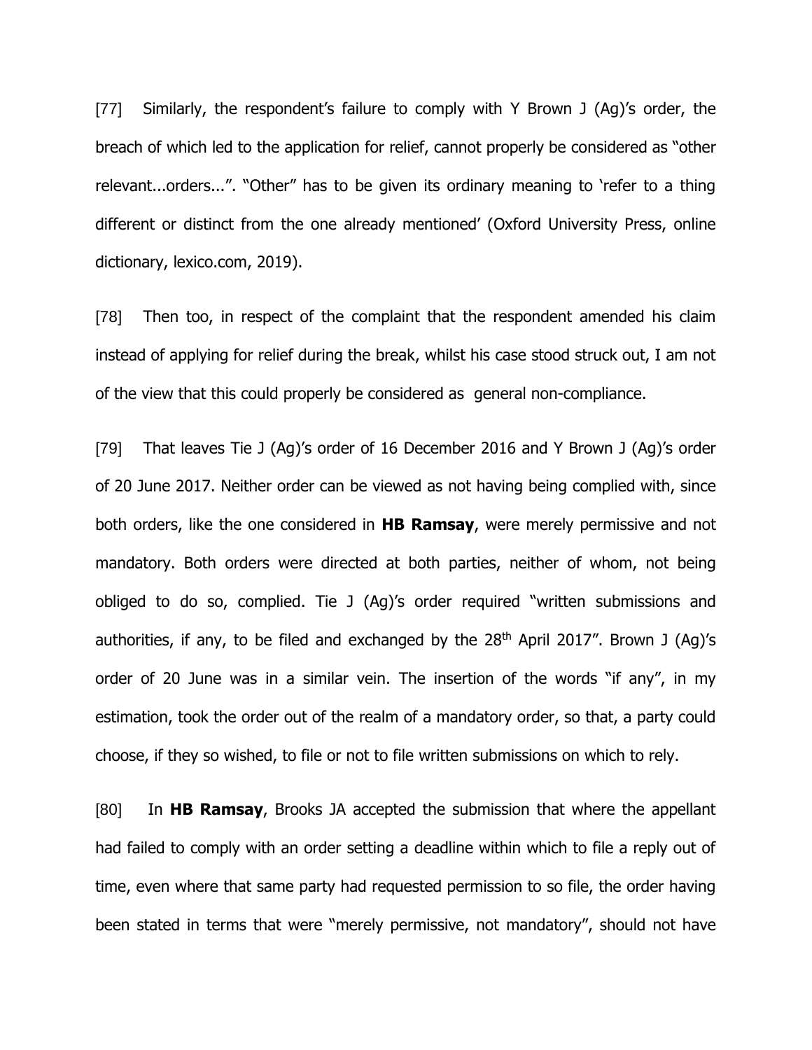[77] Similarly, the respondent's failure to comply with Y Brown J (Ag)'s order, the breach of which led to the application for relief, cannot properly be considered as "other relevant...orders...". "Other" has to be given its ordinary meaning to 'refer to a thing different or distinct from the one already mentioned' (Oxford University Press, online dictionary, lexico.com, 2019).

[78] Then too, in respect of the complaint that the respondent amended his claim instead of applying for relief during the break, whilst his case stood struck out, I am not of the view that this could properly be considered as general non-compliance.

[79] That leaves Tie J (Ag)'s order of 16 December 2016 and Y Brown J (Ag)'s order of 20 June 2017. Neither order can be viewed as not having being complied with, since both orders, like the one considered in **HB Ramsay**, were merely permissive and not mandatory. Both orders were directed at both parties, neither of whom, not being obliged to do so, complied. Tie J (Ag)'s order required "written submissions and authorities, if any, to be filed and exchanged by the 28th April 2017". Brown J (Ag)'s order of 20 June was in a similar vein. The insertion of the words "if any", in my estimation, took the order out of the realm of a mandatory order, so that, a party could choose, if they so wished, to file or not to file written submissions on which to rely.

[80] In **HB Ramsay**, Brooks JA accepted the submission that where the appellant had failed to comply with an order setting a deadline within which to file a reply out of time, even where that same party had requested permission to so file, the order having been stated in terms that were "merely permissive, not mandatory", should not have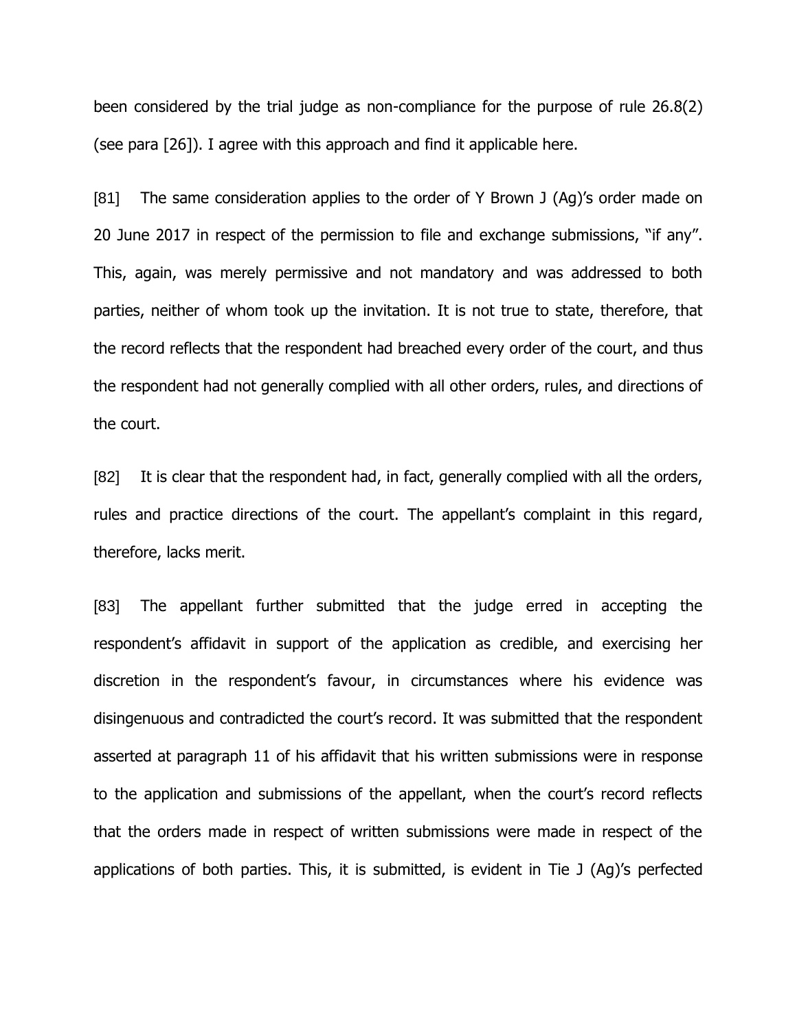been considered by the trial judge as non-compliance for the purpose of rule 26.8(2) (see para [26]). I agree with this approach and find it applicable here.

[81] The same consideration applies to the order of Y Brown J (Ag)'s order made on 20 June 2017 in respect of the permission to file and exchange submissions, "if any". This, again, was merely permissive and not mandatory and was addressed to both parties, neither of whom took up the invitation. It is not true to state, therefore, that the record reflects that the respondent had breached every order of the court, and thus the respondent had not generally complied with all other orders, rules, and directions of the court.

[82] It is clear that the respondent had, in fact, generally complied with all the orders, rules and practice directions of the court. The appellant's complaint in this regard, therefore, lacks merit.

[83] The appellant further submitted that the judge erred in accepting the respondent's affidavit in support of the application as credible, and exercising her discretion in the respondent's favour, in circumstances where his evidence was disingenuous and contradicted the court's record. It was submitted that the respondent asserted at paragraph 11 of his affidavit that his written submissions were in response to the application and submissions of the appellant, when the court's record reflects that the orders made in respect of written submissions were made in respect of the applications of both parties. This, it is submitted, is evident in Tie J (Ag)'s perfected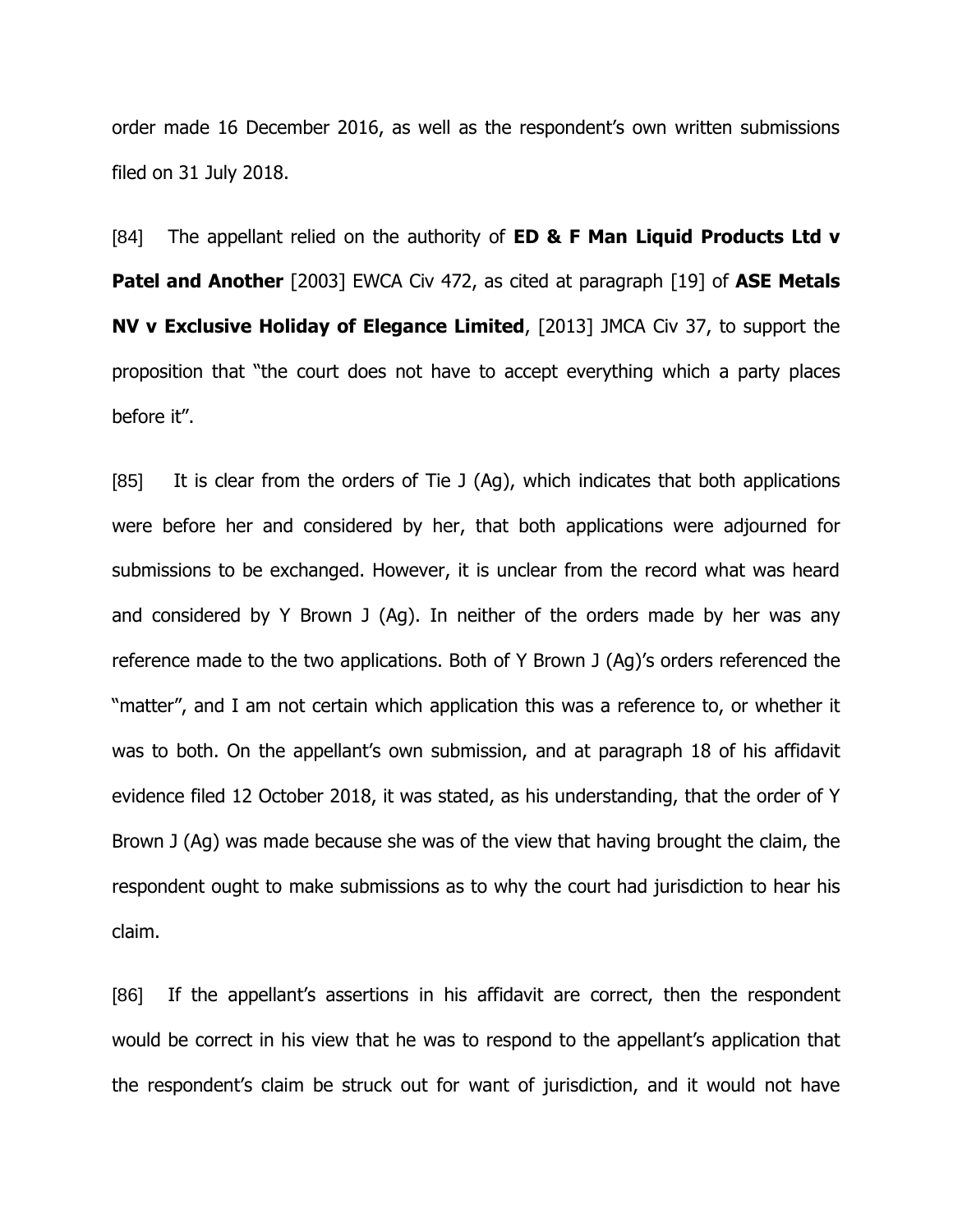order made 16 December 2016, as well as the respondent's own written submissions filed on 31 July 2018.

[84] The appellant relied on the authority of **ED & F Man Liquid Products Ltd v Patel and Another** [2003] EWCA Civ 472, as cited at paragraph [19] of **ASE Metals NV v Exclusive Holiday of Elegance Limited**, [2013] JMCA Civ 37, to support the proposition that "the court does not have to accept everything which a party places before it".

[85] It is clear from the orders of Tie J (Ag), which indicates that both applications were before her and considered by her, that both applications were adjourned for submissions to be exchanged. However, it is unclear from the record what was heard and considered by Y Brown J (Ag). In neither of the orders made by her was any reference made to the two applications. Both of Y Brown J (Ag)'s orders referenced the "matter", and I am not certain which application this was a reference to, or whether it was to both. On the appellant's own submission, and at paragraph 18 of his affidavit evidence filed 12 October 2018, it was stated, as his understanding, that the order of Y Brown J (Ag) was made because she was of the view that having brought the claim, the respondent ought to make submissions as to why the court had jurisdiction to hear his claim.

[86] If the appellant's assertions in his affidavit are correct, then the respondent would be correct in his view that he was to respond to the appellant's application that the respondent's claim be struck out for want of jurisdiction, and it would not have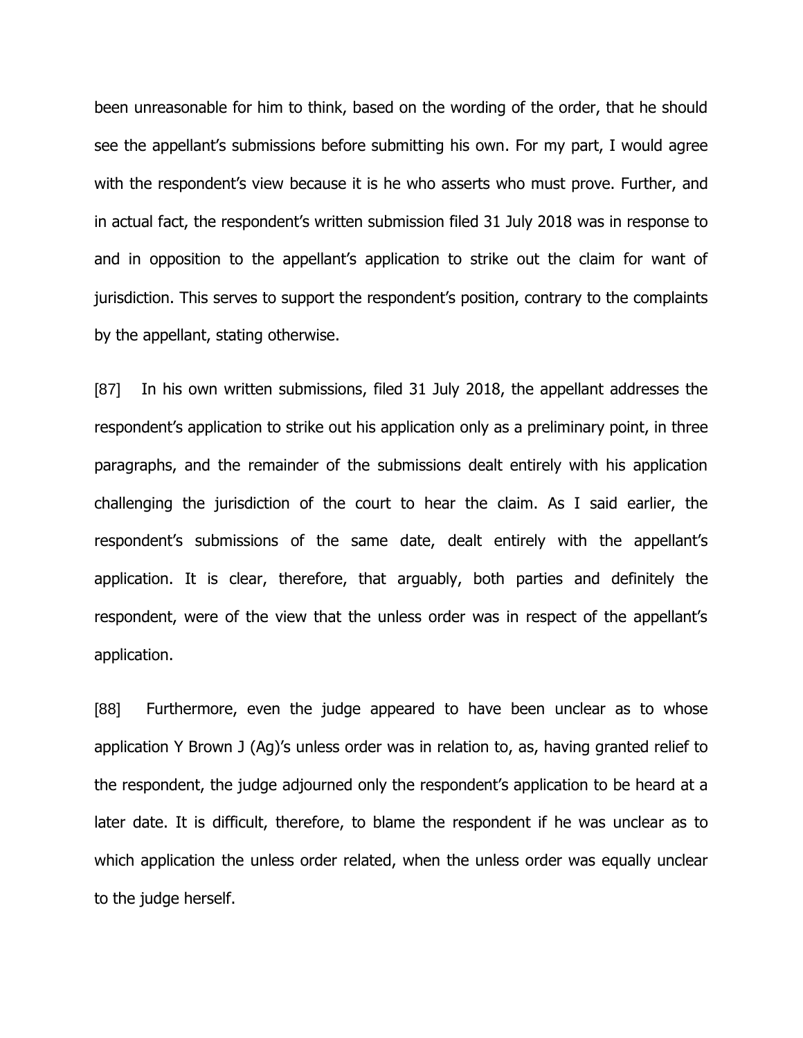been unreasonable for him to think, based on the wording of the order, that he should see the appellant's submissions before submitting his own. For my part, I would agree with the respondent's view because it is he who asserts who must prove. Further, and in actual fact, the respondent's written submission filed 31 July 2018 was in response to and in opposition to the appellant's application to strike out the claim for want of jurisdiction. This serves to support the respondent's position, contrary to the complaints by the appellant, stating otherwise.

[87] In his own written submissions, filed 31 July 2018, the appellant addresses the respondent's application to strike out his application only as a preliminary point, in three paragraphs, and the remainder of the submissions dealt entirely with his application challenging the jurisdiction of the court to hear the claim. As I said earlier, the respondent's submissions of the same date, dealt entirely with the appellant's application. It is clear, therefore, that arguably, both parties and definitely the respondent, were of the view that the unless order was in respect of the appellant's application.

[88] Furthermore, even the judge appeared to have been unclear as to whose application Y Brown J (Ag)'s unless order was in relation to, as, having granted relief to the respondent, the judge adjourned only the respondent's application to be heard at a later date. It is difficult, therefore, to blame the respondent if he was unclear as to which application the unless order related, when the unless order was equally unclear to the judge herself.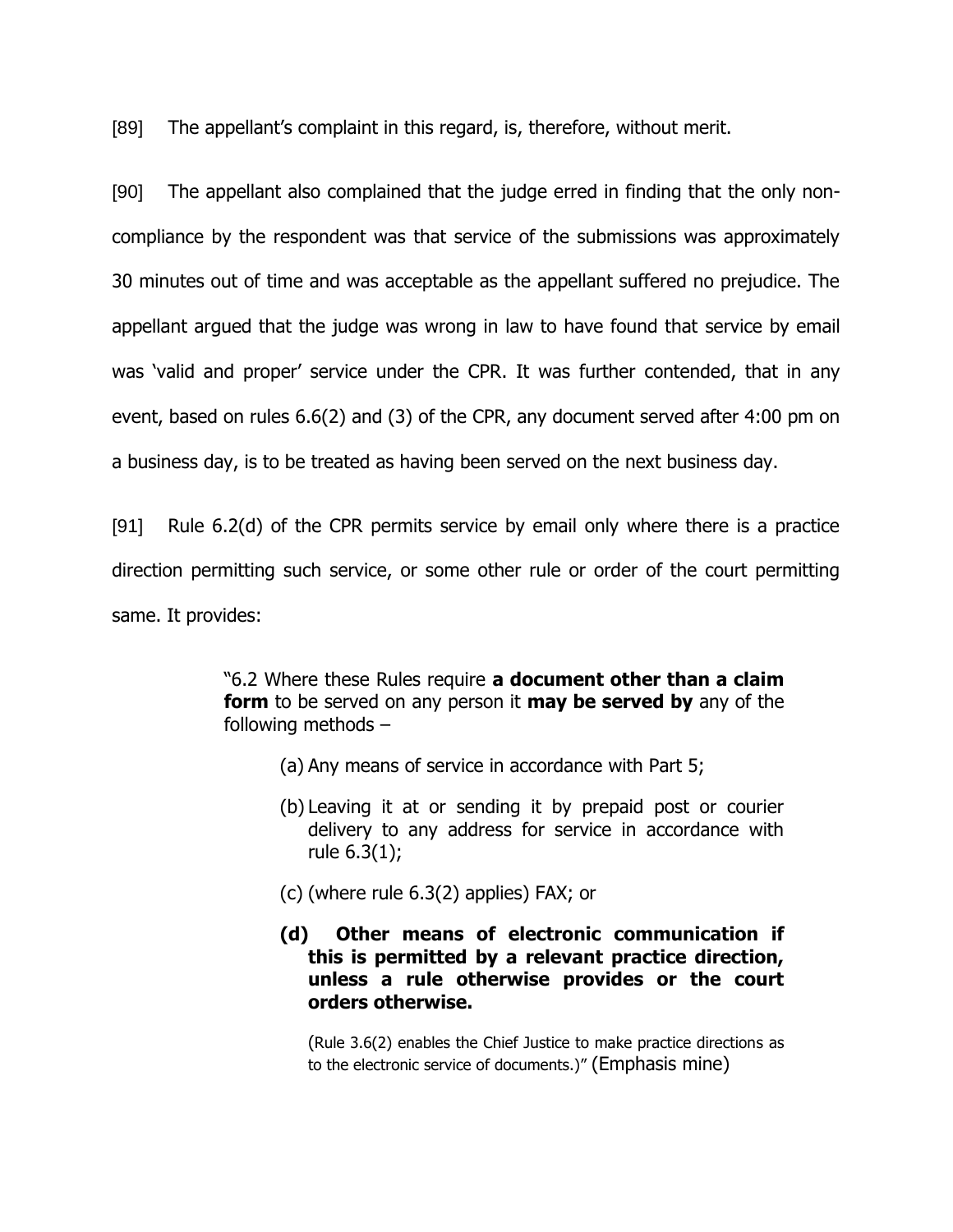[89] The appellant's complaint in this regard, is, therefore, without merit.

[90] The appellant also complained that the judge erred in finding that the only non-compliance by the respondent was that service of the submissions was approximately 30 minutes out of time and was acceptable as the appellant suffered no prejudice. The appellant argued that the judge was wrong in law to have found that service by email was 'valid and proper' service under the CPR. It was further contended, that in any event, based on rules 6.6(2) and (3) of the CPR, any document served after 4:00 pm on a business day, is to be treated as having been served on the next business day.

[91] Rule 6.2(d) of the CPR permits service by email only where there is a practice direction permitting such service, or some other rule or order of the court permitting same. It provides:

> "6.2 Where these Rules require **a document other than a claim form** to be served on any person it **may be served by** any of the following methods –
>
> (a) Any means of service in accordance with Part 5;
>
> (b) Leaving it at or sending it by prepaid post or courier delivery to any address for service in accordance with rule 6.3(1);
>
> (c) (where rule 6.3(2) applies) FAX; or
>
> **(d) Other means of electronic communication if this is permitted by a relevant practice direction, unless a rule otherwise provides or the court orders otherwise.**
>
> (Rule 3.6(2) enables the Chief Justice to make practice directions as to the electronic service of documents.)" (Emphasis mine)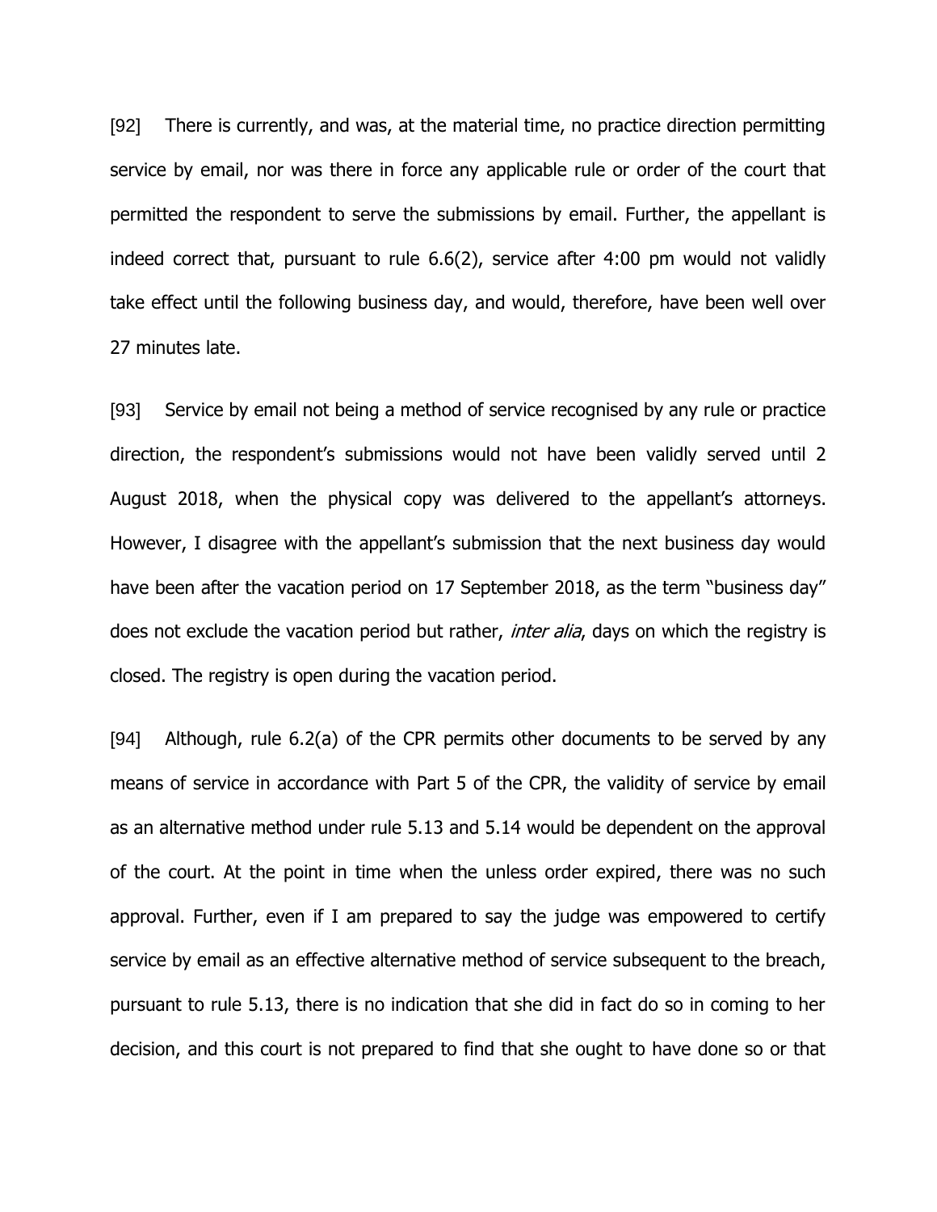[92] There is currently, and was, at the material time, no practice direction permitting service by email, nor was there in force any applicable rule or order of the court that permitted the respondent to serve the submissions by email. Further, the appellant is indeed correct that, pursuant to rule 6.6(2), service after 4:00 pm would not validly take effect until the following business day, and would, therefore, have been well over 27 minutes late.

[93] Service by email not being a method of service recognised by any rule or practice direction, the respondent's submissions would not have been validly served until 2 August 2018, when the physical copy was delivered to the appellant's attorneys. However, I disagree with the appellant's submission that the next business day would have been after the vacation period on 17 September 2018, as the term "business day" does not exclude the vacation period but rather, *inter alia*, days on which the registry is closed. The registry is open during the vacation period.

[94] Although, rule 6.2(a) of the CPR permits other documents to be served by any means of service in accordance with Part 5 of the CPR, the validity of service by email as an alternative method under rule 5.13 and 5.14 would be dependent on the approval of the court. At the point in time when the unless order expired, there was no such approval. Further, even if I am prepared to say the judge was empowered to certify service by email as an effective alternative method of service subsequent to the breach, pursuant to rule 5.13, there is no indication that she did in fact do so in coming to her decision, and this court is not prepared to find that she ought to have done so or that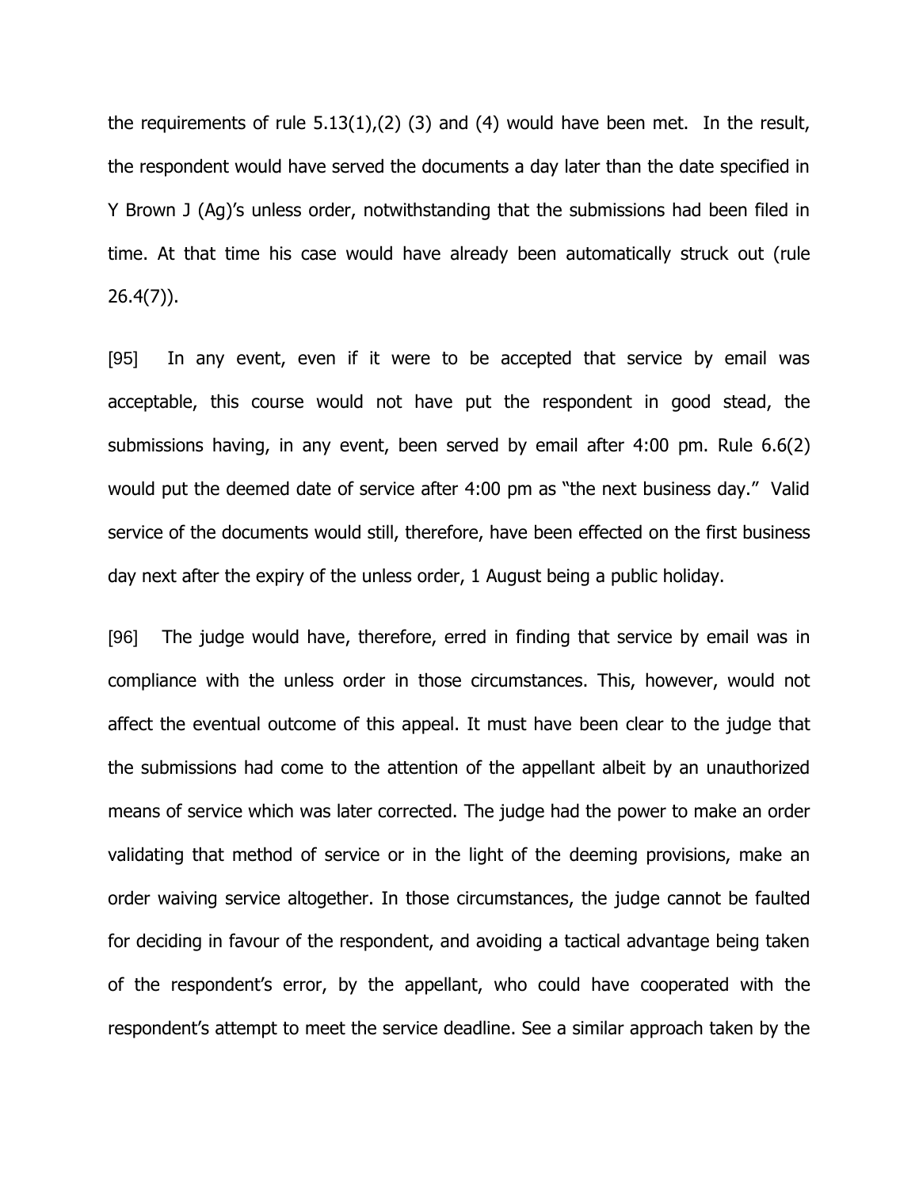the requirements of rule 5.13(1),(2) (3) and (4) would have been met. In the result, the respondent would have served the documents a day later than the date specified in Y Brown J (Ag)'s unless order, notwithstanding that the submissions had been filed in time. At that time his case would have already been automatically struck out (rule 26.4(7)).

[95] In any event, even if it were to be accepted that service by email was acceptable, this course would not have put the respondent in good stead, the submissions having, in any event, been served by email after 4:00 pm. Rule 6.6(2) would put the deemed date of service after 4:00 pm as "the next business day." Valid service of the documents would still, therefore, have been effected on the first business day next after the expiry of the unless order, 1 August being a public holiday.

[96] The judge would have, therefore, erred in finding that service by email was in compliance with the unless order in those circumstances. This, however, would not affect the eventual outcome of this appeal. It must have been clear to the judge that the submissions had come to the attention of the appellant albeit by an unauthorized means of service which was later corrected. The judge had the power to make an order validating that method of service or in the light of the deeming provisions, make an order waiving service altogether. In those circumstances, the judge cannot be faulted for deciding in favour of the respondent, and avoiding a tactical advantage being taken of the respondent's error, by the appellant, who could have cooperated with the respondent's attempt to meet the service deadline. See a similar approach taken by the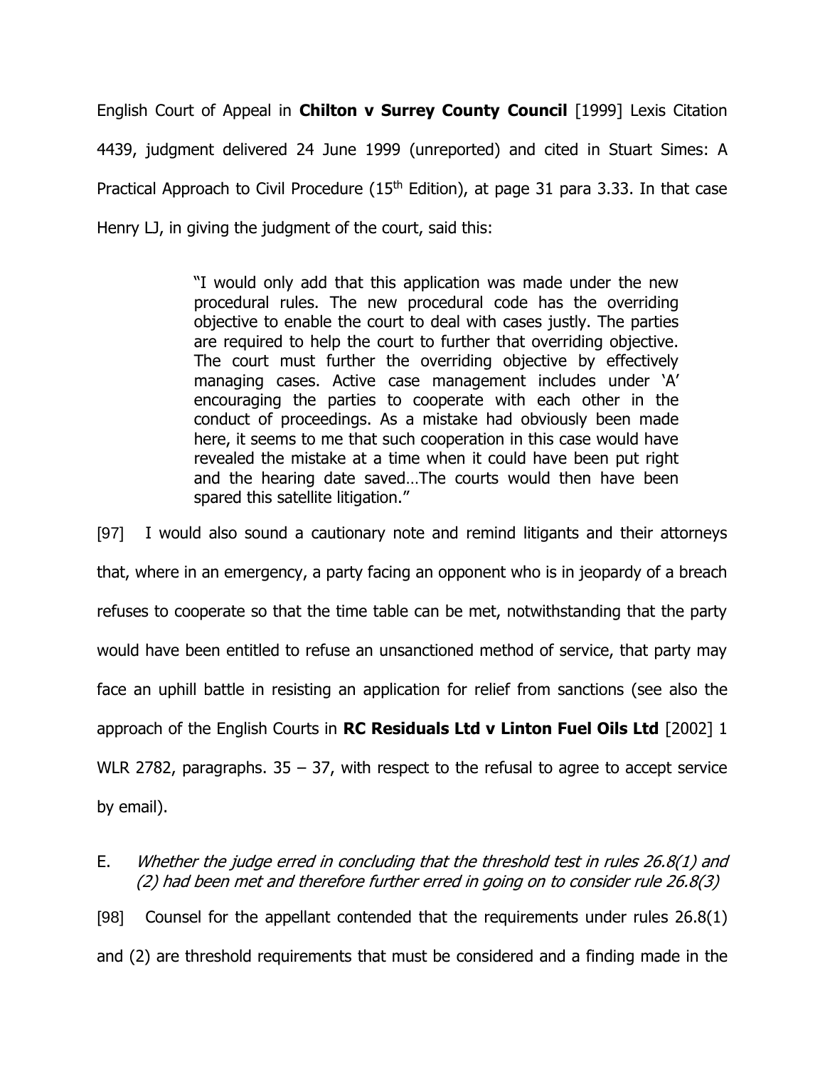English Court of Appeal in **Chilton v Surrey County Council** [1999] Lexis Citation 4439, judgment delivered 24 June 1999 (unreported) and cited in Stuart Simes: A Practical Approach to Civil Procedure (15th Edition), at page 31 para 3.33. In that case Henry LJ, in giving the judgment of the court, said this:

> "I would only add that this application was made under the new procedural rules. The new procedural code has the overriding objective to enable the court to deal with cases justly. The parties are required to help the court to further that overriding objective. The court must further the overriding objective by effectively managing cases. Active case management includes under 'A' encouraging the parties to cooperate with each other in the conduct of proceedings. As a mistake had obviously been made here, it seems to me that such cooperation in this case would have revealed the mistake at a time when it could have been put right and the hearing date saved…The courts would then have been spared this satellite litigation."

[97] I would also sound a cautionary note and remind litigants and their attorneys that, where in an emergency, a party facing an opponent who is in jeopardy of a breach refuses to cooperate so that the time table can be met, notwithstanding that the party would have been entitled to refuse an unsanctioned method of service, that party may face an uphill battle in resisting an application for relief from sanctions (see also the approach of the English Courts in **RC Residuals Ltd v Linton Fuel Oils Ltd** [2002] 1 WLR 2782, paragraphs. 35 – 37, with respect to the refusal to agree to accept service by email).

E. *Whether the judge erred in concluding that the threshold test in rules 26.8(1) and (2) had been met and therefore further erred in going on to consider rule 26.8(3)*

[98] Counsel for the appellant contended that the requirements under rules 26.8(1) and (2) are threshold requirements that must be considered and a finding made in the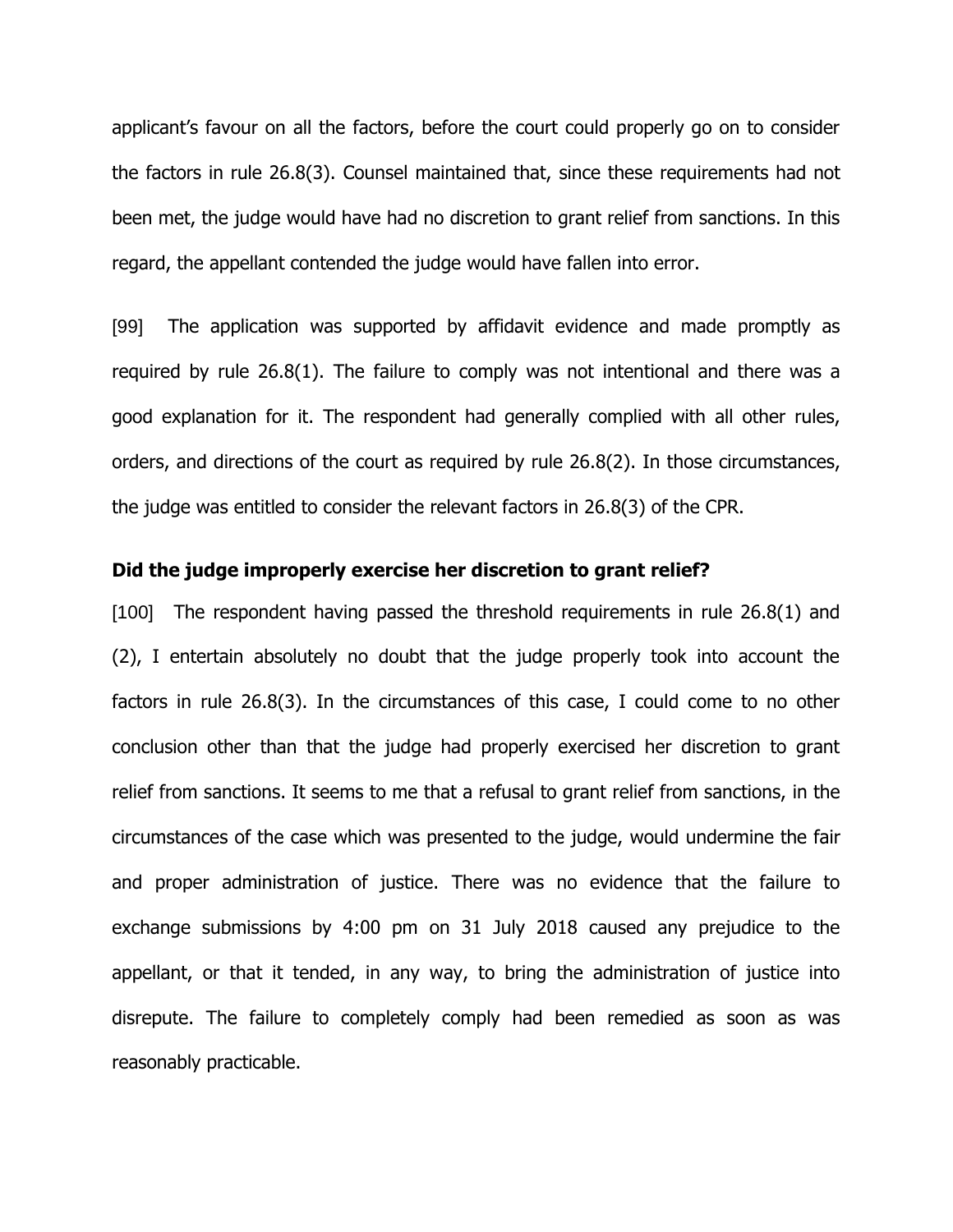applicant's favour on all the factors, before the court could properly go on to consider the factors in rule 26.8(3). Counsel maintained that, since these requirements had not been met, the judge would have had no discretion to grant relief from sanctions. In this regard, the appellant contended the judge would have fallen into error.

[99] The application was supported by affidavit evidence and made promptly as required by rule 26.8(1). The failure to comply was not intentional and there was a good explanation for it. The respondent had generally complied with all other rules, orders, and directions of the court as required by rule 26.8(2). In those circumstances, the judge was entitled to consider the relevant factors in 26.8(3) of the CPR.

**Did the judge improperly exercise her discretion to grant relief?**

[100] The respondent having passed the threshold requirements in rule 26.8(1) and (2), I entertain absolutely no doubt that the judge properly took into account the factors in rule 26.8(3). In the circumstances of this case, I could come to no other conclusion other than that the judge had properly exercised her discretion to grant relief from sanctions. It seems to me that a refusal to grant relief from sanctions, in the circumstances of the case which was presented to the judge, would undermine the fair and proper administration of justice. There was no evidence that the failure to exchange submissions by 4:00 pm on 31 July 2018 caused any prejudice to the appellant, or that it tended, in any way, to bring the administration of justice into disrepute. The failure to completely comply had been remedied as soon as was reasonably practicable.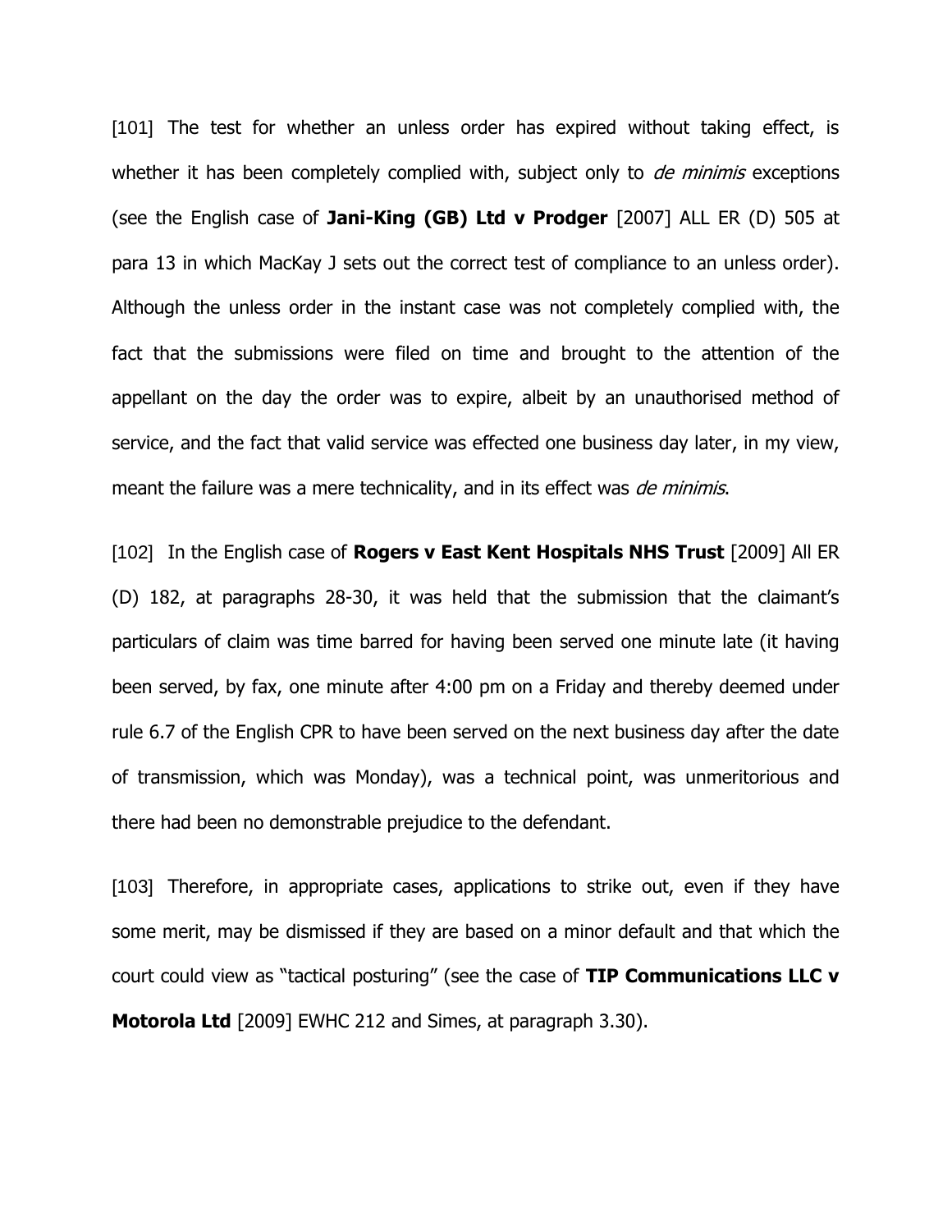[101] The test for whether an unless order has expired without taking effect, is whether it has been completely complied with, subject only to *de minimis* exceptions (see the English case of **Jani-King (GB) Ltd v Prodger** [2007] ALL ER (D) 505 at para 13 in which MacKay J sets out the correct test of compliance to an unless order). Although the unless order in the instant case was not completely complied with, the fact that the submissions were filed on time and brought to the attention of the appellant on the day the order was to expire, albeit by an unauthorised method of service, and the fact that valid service was effected one business day later, in my view, meant the failure was a mere technicality, and in its effect was *de minimis*.

[102] In the English case of **Rogers v East Kent Hospitals NHS Trust** [2009] All ER (D) 182, at paragraphs 28-30, it was held that the submission that the claimant's particulars of claim was time barred for having been served one minute late (it having been served, by fax, one minute after 4:00 pm on a Friday and thereby deemed under rule 6.7 of the English CPR to have been served on the next business day after the date of transmission, which was Monday), was a technical point, was unmeritorious and there had been no demonstrable prejudice to the defendant.

[103] Therefore, in appropriate cases, applications to strike out, even if they have some merit, may be dismissed if they are based on a minor default and that which the court could view as "tactical posturing" (see the case of **TIP Communications LLC v Motorola Ltd** [2009] EWHC 212 and Simes, at paragraph 3.30).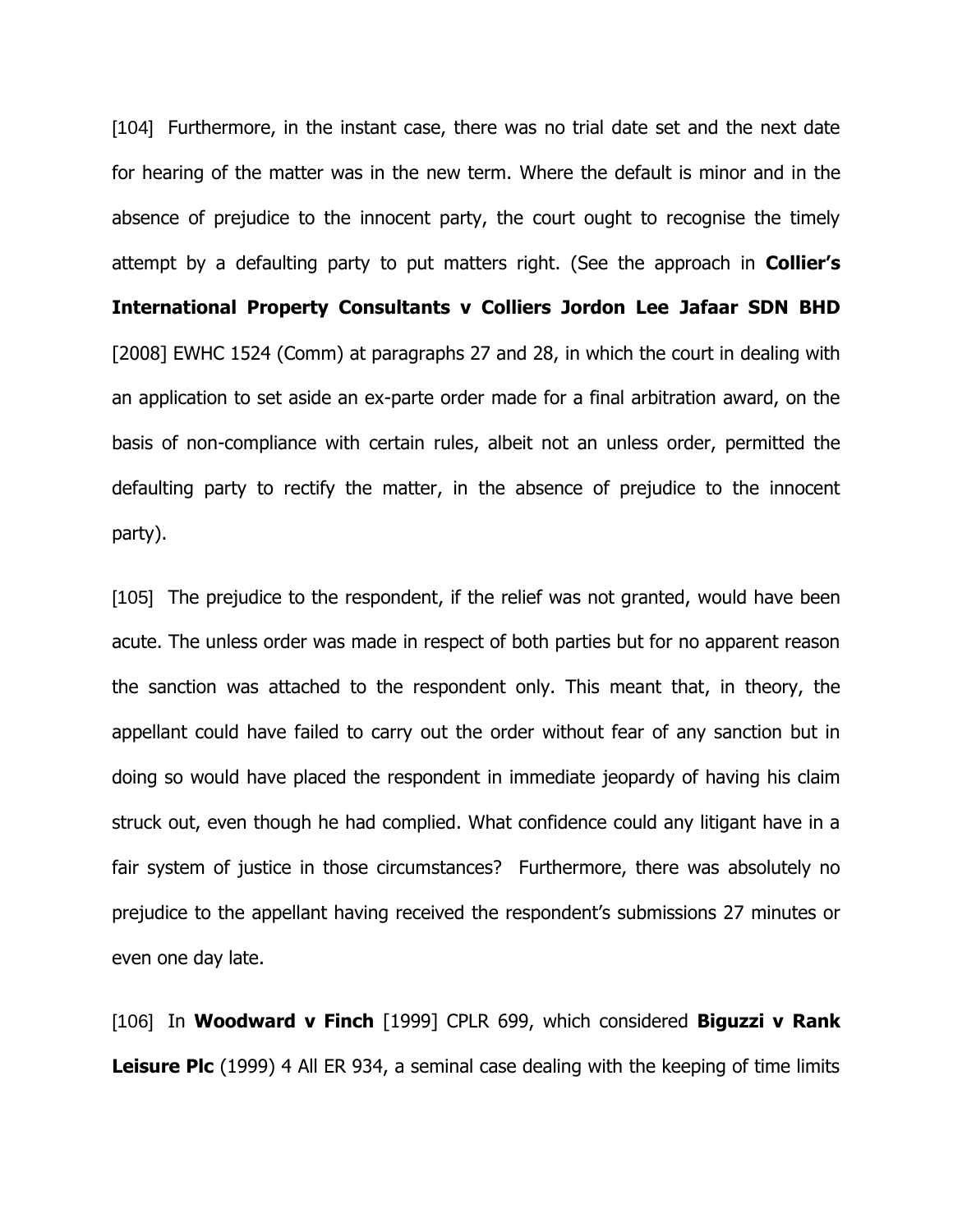[104] Furthermore, in the instant case, there was no trial date set and the next date for hearing of the matter was in the new term. Where the default is minor and in the absence of prejudice to the innocent party, the court ought to recognise the timely attempt by a defaulting party to put matters right. (See the approach in **Collier's International Property Consultants v Colliers Jordon Lee Jafaar SDN BHD** [2008] EWHC 1524 (Comm) at paragraphs 27 and 28, in which the court in dealing with an application to set aside an ex-parte order made for a final arbitration award, on the basis of non-compliance with certain rules, albeit not an unless order, permitted the defaulting party to rectify the matter, in the absence of prejudice to the innocent party).

[105] The prejudice to the respondent, if the relief was not granted, would have been acute. The unless order was made in respect of both parties but for no apparent reason the sanction was attached to the respondent only. This meant that, in theory, the appellant could have failed to carry out the order without fear of any sanction but in doing so would have placed the respondent in immediate jeopardy of having his claim struck out, even though he had complied. What confidence could any litigant have in a fair system of justice in those circumstances? Furthermore, there was absolutely no prejudice to the appellant having received the respondent's submissions 27 minutes or even one day late.

[106] In **Woodward v Finch** [1999] CPLR 699, which considered **Biguzzi v Rank Leisure Plc** (1999) 4 All ER 934, a seminal case dealing with the keeping of time limits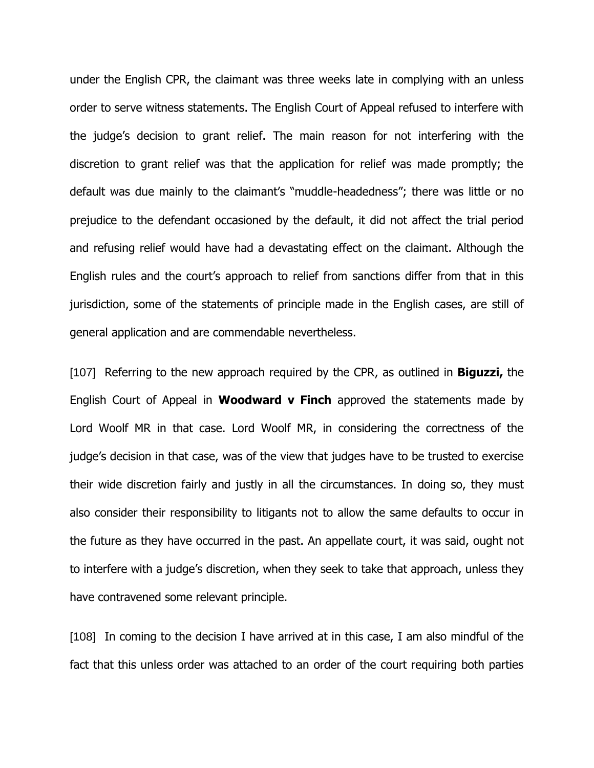under the English CPR, the claimant was three weeks late in complying with an unless order to serve witness statements. The English Court of Appeal refused to interfere with the judge's decision to grant relief. The main reason for not interfering with the discretion to grant relief was that the application for relief was made promptly; the default was due mainly to the claimant's "muddle-headedness"; there was little or no prejudice to the defendant occasioned by the default, it did not affect the trial period and refusing relief would have had a devastating effect on the claimant. Although the English rules and the court's approach to relief from sanctions differ from that in this jurisdiction, some of the statements of principle made in the English cases, are still of general application and are commendable nevertheless.

[107] Referring to the new approach required by the CPR, as outlined in **Biguzzi,** the English Court of Appeal in **Woodward v Finch** approved the statements made by Lord Woolf MR in that case. Lord Woolf MR, in considering the correctness of the judge's decision in that case, was of the view that judges have to be trusted to exercise their wide discretion fairly and justly in all the circumstances. In doing so, they must also consider their responsibility to litigants not to allow the same defaults to occur in the future as they have occurred in the past. An appellate court, it was said, ought not to interfere with a judge's discretion, when they seek to take that approach, unless they have contravened some relevant principle.

[108] In coming to the decision I have arrived at in this case, I am also mindful of the fact that this unless order was attached to an order of the court requiring both parties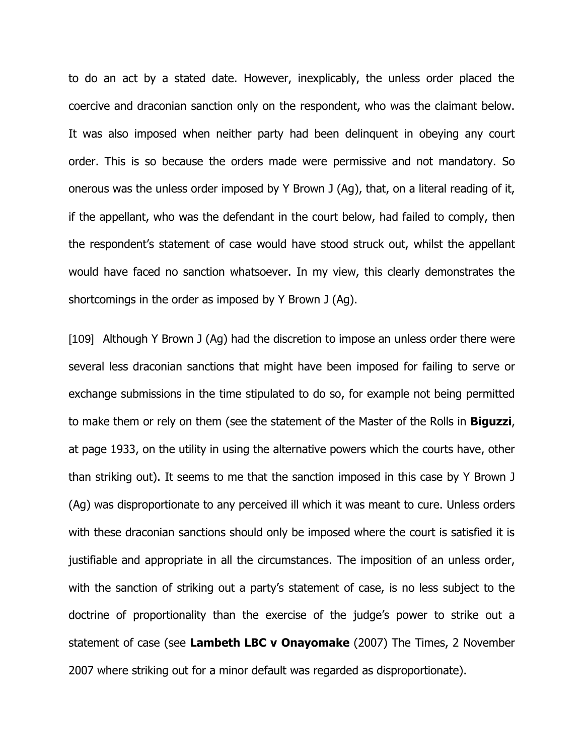to do an act by a stated date. However, inexplicably, the unless order placed the coercive and draconian sanction only on the respondent, who was the claimant below. It was also imposed when neither party had been delinquent in obeying any court order. This is so because the orders made were permissive and not mandatory. So onerous was the unless order imposed by Y Brown J (Ag), that, on a literal reading of it, if the appellant, who was the defendant in the court below, had failed to comply, then the respondent's statement of case would have stood struck out, whilst the appellant would have faced no sanction whatsoever. In my view, this clearly demonstrates the shortcomings in the order as imposed by Y Brown J (Ag).

[109] Although Y Brown J (Ag) had the discretion to impose an unless order there were several less draconian sanctions that might have been imposed for failing to serve or exchange submissions in the time stipulated to do so, for example not being permitted to make them or rely on them (see the statement of the Master of the Rolls in **Biguzzi**, at page 1933, on the utility in using the alternative powers which the courts have, other than striking out). It seems to me that the sanction imposed in this case by Y Brown J (Ag) was disproportionate to any perceived ill which it was meant to cure. Unless orders with these draconian sanctions should only be imposed where the court is satisfied it is justifiable and appropriate in all the circumstances. The imposition of an unless order, with the sanction of striking out a party's statement of case, is no less subject to the doctrine of proportionality than the exercise of the judge's power to strike out a statement of case (see **Lambeth LBC v Onayomake** (2007) The Times, 2 November 2007 where striking out for a minor default was regarded as disproportionate).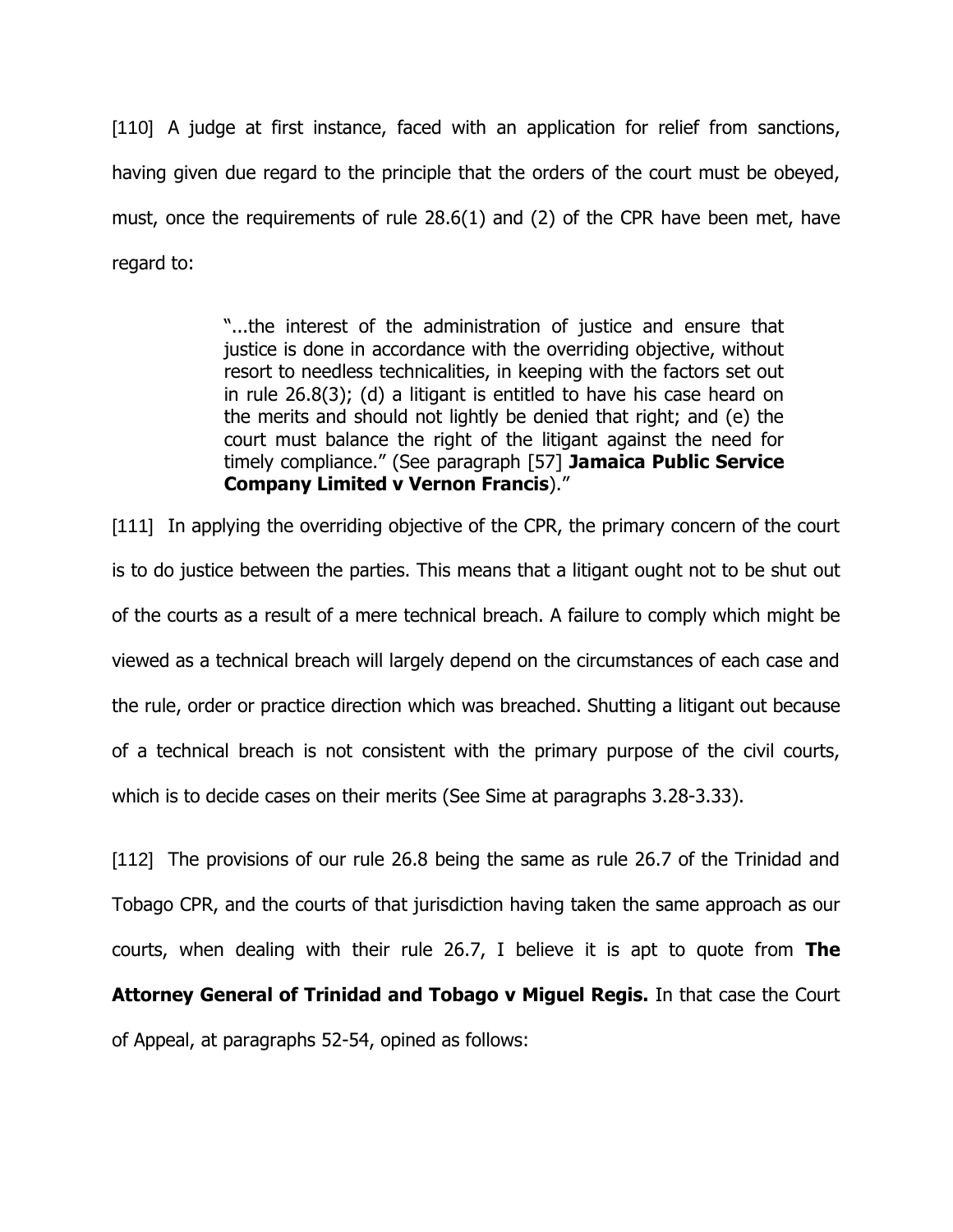[110] A judge at first instance, faced with an application for relief from sanctions, having given due regard to the principle that the orders of the court must be obeyed, must, once the requirements of rule 28.6(1) and (2) of the CPR have been met, have regard to:

> "...the interest of the administration of justice and ensure that justice is done in accordance with the overriding objective, without resort to needless technicalities, in keeping with the factors set out in rule 26.8(3); (d) a litigant is entitled to have his case heard on the merits and should not lightly be denied that right; and (e) the court must balance the right of the litigant against the need for timely compliance." (See paragraph [57] **Jamaica Public Service Company Limited v Vernon Francis**)."

[111] In applying the overriding objective of the CPR, the primary concern of the court is to do justice between the parties. This means that a litigant ought not to be shut out of the courts as a result of a mere technical breach. A failure to comply which might be viewed as a technical breach will largely depend on the circumstances of each case and the rule, order or practice direction which was breached. Shutting a litigant out because of a technical breach is not consistent with the primary purpose of the civil courts, which is to decide cases on their merits (See Sime at paragraphs 3.28-3.33).

[112] The provisions of our rule 26.8 being the same as rule 26.7 of the Trinidad and Tobago CPR, and the courts of that jurisdiction having taken the same approach as our courts, when dealing with their rule 26.7, I believe it is apt to quote from **The Attorney General of Trinidad and Tobago v Miguel Regis.** In that case the Court of Appeal, at paragraphs 52-54, opined as follows: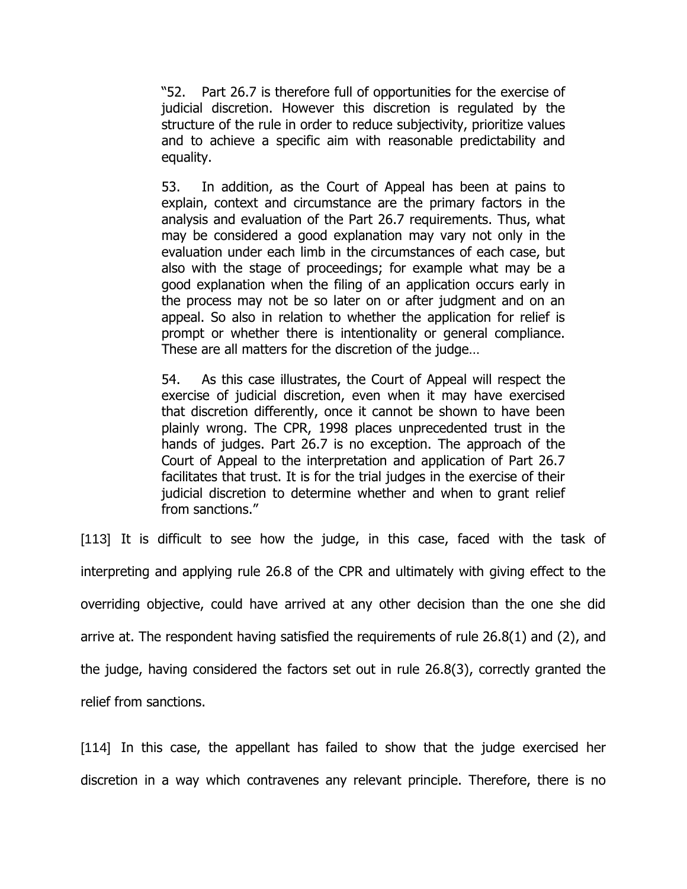> "52. Part 26.7 is therefore full of opportunities for the exercise of judicial discretion. However this discretion is regulated by the structure of the rule in order to reduce subjectivity, prioritize values and to achieve a specific aim with reasonable predictability and equality.
>
> 53. In addition, as the Court of Appeal has been at pains to explain, context and circumstance are the primary factors in the analysis and evaluation of the Part 26.7 requirements. Thus, what may be considered a good explanation may vary not only in the evaluation under each limb in the circumstances of each case, but also with the stage of proceedings; for example what may be a good explanation when the filing of an application occurs early in the process may not be so later on or after judgment and on an appeal. So also in relation to whether the application for relief is prompt or whether there is intentionality or general compliance. These are all matters for the discretion of the judge…
>
> 54. As this case illustrates, the Court of Appeal will respect the exercise of judicial discretion, even when it may have exercised that discretion differently, once it cannot be shown to have been plainly wrong. The CPR, 1998 places unprecedented trust in the hands of judges. Part 26.7 is no exception. The approach of the Court of Appeal to the interpretation and application of Part 26.7 facilitates that trust. It is for the trial judges in the exercise of their judicial discretion to determine whether and when to grant relief from sanctions."

[113] It is difficult to see how the judge, in this case, faced with the task of interpreting and applying rule 26.8 of the CPR and ultimately with giving effect to the overriding objective, could have arrived at any other decision than the one she did arrive at. The respondent having satisfied the requirements of rule 26.8(1) and (2), and the judge, having considered the factors set out in rule 26.8(3), correctly granted the relief from sanctions.

[114] In this case, the appellant has failed to show that the judge exercised her discretion in a way which contravenes any relevant principle. Therefore, there is no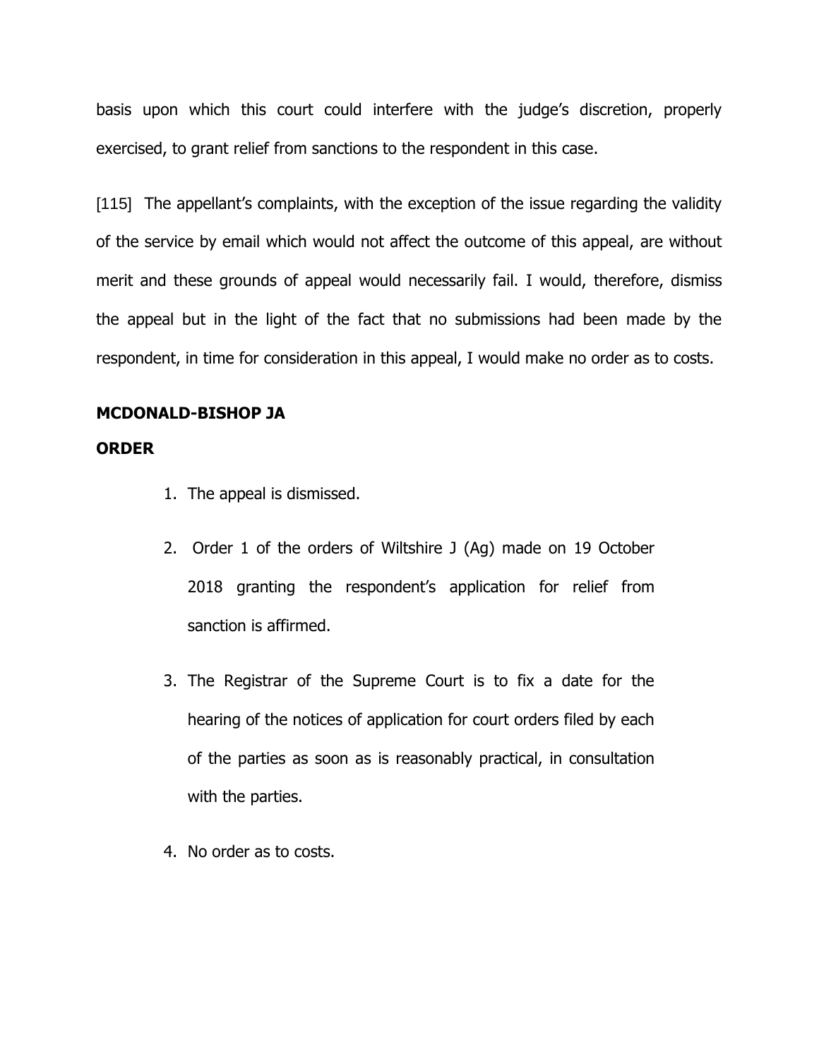basis upon which this court could interfere with the judge's discretion, properly exercised, to grant relief from sanctions to the respondent in this case.

[115] The appellant's complaints, with the exception of the issue regarding the validity of the service by email which would not affect the outcome of this appeal, are without merit and these grounds of appeal would necessarily fail. I would, therefore, dismiss the appeal but in the light of the fact that no submissions had been made by the respondent, in time for consideration in this appeal, I would make no order as to costs.

**MCDONALD-BISHOP JA**

**ORDER**

1. The appeal is dismissed.

2. Order 1 of the orders of Wiltshire J (Ag) made on 19 October 2018 granting the respondent's application for relief from sanction is affirmed.

3. The Registrar of the Supreme Court is to fix a date for the hearing of the notices of application for court orders filed by each of the parties as soon as is reasonably practical, in consultation with the parties.

4. No order as to costs.